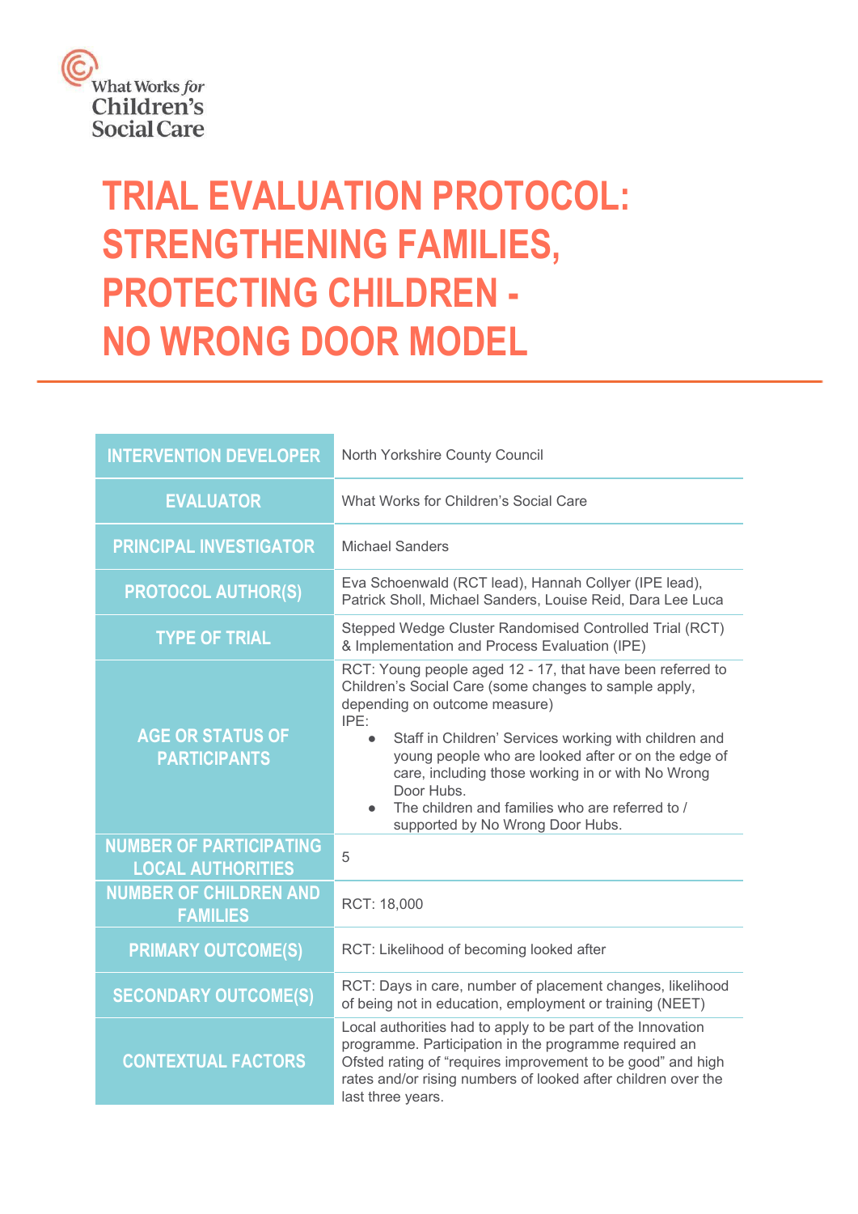What Works *for* Children's Social Care

# TRIAL EVALUATION PROTOCOL: STRENGTHENING FAMILIES, PROTECTING CHILDREN - NO WRONG DOOR MODEL

| | |
|---|---|
| **INTERVENTION DEVELOPER** | North Yorkshire County Council |
| **EVALUATOR** | What Works for Children's Social Care |
| **PRINCIPAL INVESTIGATOR** | Michael Sanders |
| **PROTOCOL AUTHOR(S)** | Eva Schoenwald (RCT lead), Hannah Collyer (IPE lead), Patrick Sholl, Michael Sanders, Louise Reid, Dara Lee Luca |
| **TYPE OF TRIAL** | Stepped Wedge Cluster Randomised Controlled Trial (RCT) & Implementation and Process Evaluation (IPE) |
| **AGE OR STATUS OF PARTICIPANTS** | RCT: Young people aged 12 - 17, that have been referred to Children's Social Care (some changes to sample apply, depending on outcome measure)<br>IPE:<br>● Staff in Children' Services working with children and young people who are looked after or on the edge of care, including those working in or with No Wrong Door Hubs.<br>● The children and families who are referred to / supported by No Wrong Door Hubs. |
| **NUMBER OF PARTICIPATING LOCAL AUTHORITIES** | 5 |
| **NUMBER OF CHILDREN AND FAMILIES** | RCT: 18,000 |
| **PRIMARY OUTCOME(S)** | RCT: Likelihood of becoming looked after |
| **SECONDARY OUTCOME(S)** | RCT: Days in care, number of placement changes, likelihood of being not in education, employment or training (NEET) |
| **CONTEXTUAL FACTORS** | Local authorities had to apply to be part of the Innovation programme. Participation in the programme required an Ofsted rating of "requires improvement to be good" and high rates and/or rising numbers of looked after children over the last three years. |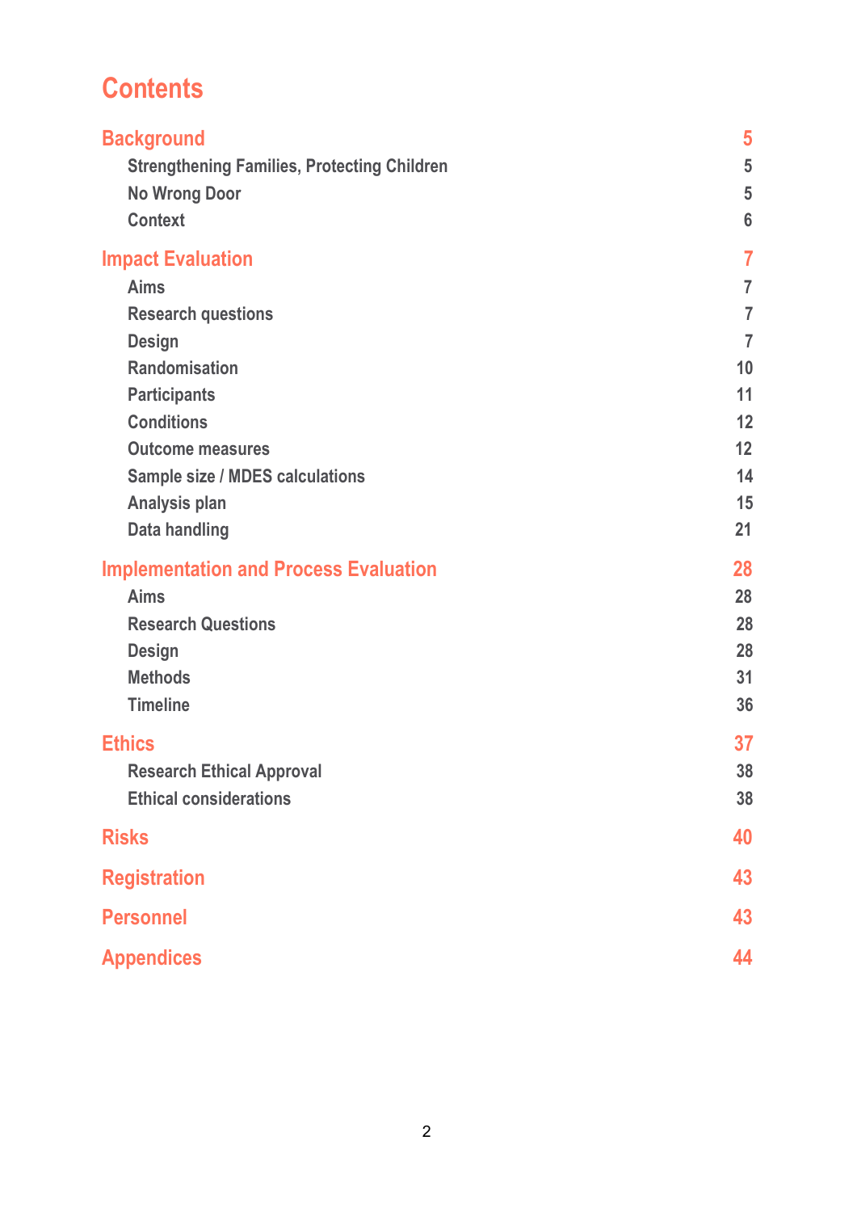# Contents

| | |
|---|---|
| **Background** | **5** |
| Strengthening Families, Protecting Children | 5 |
| No Wrong Door | 5 |
| Context | 6 |
| **Impact Evaluation** | **7** |
| Aims | 7 |
| Research questions | 7 |
| Design | 7 |
| Randomisation | 10 |
| Participants | 11 |
| Conditions | 12 |
| Outcome measures | 12 |
| Sample size / MDES calculations | 14 |
| Analysis plan | 15 |
| Data handling | 21 |
| **Implementation and Process Evaluation** | **28** |
| Aims | 28 |
| Research Questions | 28 |
| Design | 28 |
| Methods | 31 |
| Timeline | 36 |
| **Ethics** | **37** |
| Research Ethical Approval | 38 |
| Ethical considerations | 38 |
| **Risks** | **40** |
| **Registration** | **43** |
| **Personnel** | **43** |
| **Appendices** | **44** |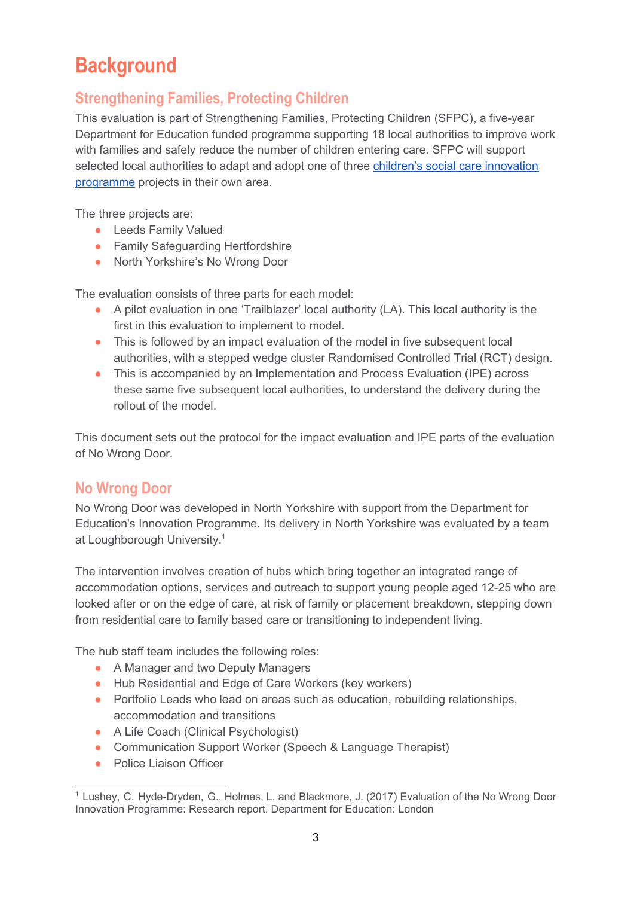# Background

## Strengthening Families, Protecting Children

This evaluation is part of Strengthening Families, Protecting Children (SFPC), a five-year Department for Education funded programme supporting 18 local authorities to improve work with families and safely reduce the number of children entering care. SFPC will support selected local authorities to adapt and adopt one of three [children's social care innovation programme](#) projects in their own area.

The three projects are:

- Leeds Family Valued
- Family Safeguarding Hertfordshire
- North Yorkshire's No Wrong Door

The evaluation consists of three parts for each model:

- A pilot evaluation in one 'Trailblazer' local authority (LA). This local authority is the first in this evaluation to implement to model.
- This is followed by an impact evaluation of the model in five subsequent local authorities, with a stepped wedge cluster Randomised Controlled Trial (RCT) design.
- This is accompanied by an Implementation and Process Evaluation (IPE) across these same five subsequent local authorities, to understand the delivery during the rollout of the model.

This document sets out the protocol for the impact evaluation and IPE parts of the evaluation of No Wrong Door.

## No Wrong Door

No Wrong Door was developed in North Yorkshire with support from the Department for Education's Innovation Programme. Its delivery in North Yorkshire was evaluated by a team at Loughborough University.[1]

The intervention involves creation of hubs which bring together an integrated range of accommodation options, services and outreach to support young people aged 12-25 who are looked after or on the edge of care, at risk of family or placement breakdown, stepping down from residential care to family based care or transitioning to independent living.

The hub staff team includes the following roles:

- A Manager and two Deputy Managers
- Hub Residential and Edge of Care Workers (key workers)
- Portfolio Leads who lead on areas such as education, rebuilding relationships, accommodation and transitions
- A Life Coach (Clinical Psychologist)
- Communication Support Worker (Speech & Language Therapist)
- Police Liaison Officer

[1] Lushey, C. Hyde-Dryden, G., Holmes, L. and Blackmore, J. (2017) Evaluation of the No Wrong Door Innovation Programme: Research report. Department for Education: London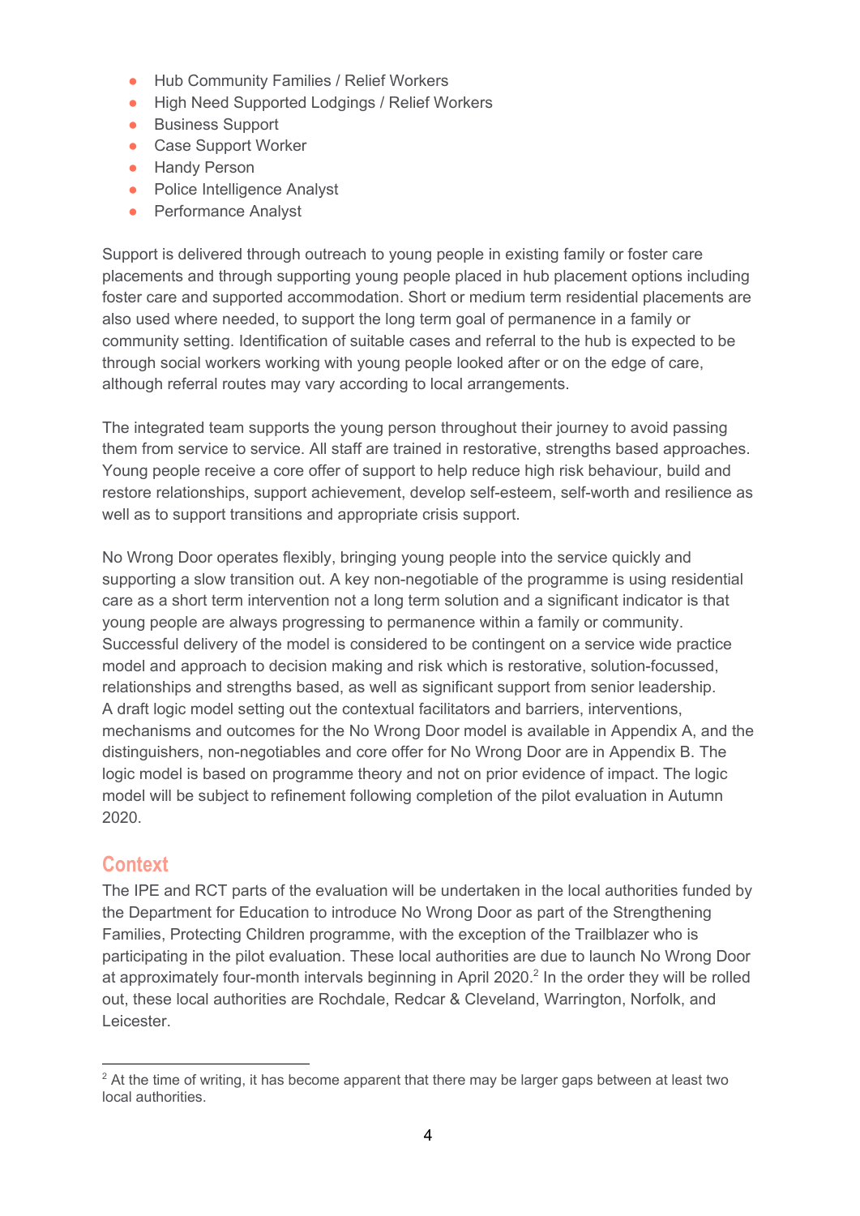- Hub Community Families / Relief Workers
- High Need Supported Lodgings / Relief Workers
- Business Support
- Case Support Worker
- Handy Person
- Police Intelligence Analyst
- Performance Analyst

Support is delivered through outreach to young people in existing family or foster care placements and through supporting young people placed in hub placement options including foster care and supported accommodation. Short or medium term residential placements are also used where needed, to support the long term goal of permanence in a family or community setting. Identification of suitable cases and referral to the hub is expected to be through social workers working with young people looked after or on the edge of care, although referral routes may vary according to local arrangements.

The integrated team supports the young person throughout their journey to avoid passing them from service to service. All staff are trained in restorative, strengths based approaches. Young people receive a core offer of support to help reduce high risk behaviour, build and restore relationships, support achievement, develop self-esteem, self-worth and resilience as well as to support transitions and appropriate crisis support.

No Wrong Door operates flexibly, bringing young people into the service quickly and supporting a slow transition out. A key non-negotiable of the programme is using residential care as a short term intervention not a long term solution and a significant indicator is that young people are always progressing to permanence within a family or community. Successful delivery of the model is considered to be contingent on a service wide practice model and approach to decision making and risk which is restorative, solution-focussed, relationships and strengths based, as well as significant support from senior leadership. A draft logic model setting out the contextual facilitators and barriers, interventions, mechanisms and outcomes for the No Wrong Door model is available in Appendix A, and the distinguishers, non-negotiables and core offer for No Wrong Door are in Appendix B. The logic model is based on programme theory and not on prior evidence of impact. The logic model will be subject to refinement following completion of the pilot evaluation in Autumn 2020.

## Context

The IPE and RCT parts of the evaluation will be undertaken in the local authorities funded by the Department for Education to introduce No Wrong Door as part of the Strengthening Families, Protecting Children programme, with the exception of the Trailblazer who is participating in the pilot evaluation. These local authorities are due to launch No Wrong Door at approximately four-month intervals beginning in April 2020.[2] In the order they will be rolled out, these local authorities are Rochdale, Redcar & Cleveland, Warrington, Norfolk, and Leicester.

[2] At the time of writing, it has become apparent that there may be larger gaps between at least two local authorities.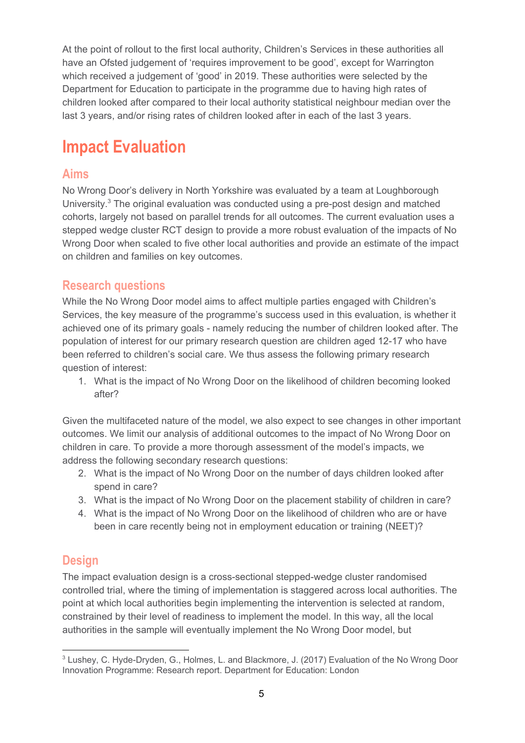At the point of rollout to the first local authority, Children's Services in these authorities all have an Ofsted judgement of 'requires improvement to be good', except for Warrington which received a judgement of 'good' in 2019. These authorities were selected by the Department for Education to participate in the programme due to having high rates of children looked after compared to their local authority statistical neighbour median over the last 3 years, and/or rising rates of children looked after in each of the last 3 years.

# Impact Evaluation

## Aims

No Wrong Door's delivery in North Yorkshire was evaluated by a team at Loughborough University.[3] The original evaluation was conducted using a pre-post design and matched cohorts, largely not based on parallel trends for all outcomes. The current evaluation uses a stepped wedge cluster RCT design to provide a more robust evaluation of the impacts of No Wrong Door when scaled to five other local authorities and provide an estimate of the impact on children and families on key outcomes.

## Research questions

While the No Wrong Door model aims to affect multiple parties engaged with Children's Services, the key measure of the programme's success used in this evaluation, is whether it achieved one of its primary goals - namely reducing the number of children looked after. The population of interest for our primary research question are children aged 12-17 who have been referred to children's social care. We thus assess the following primary research question of interest:

1. What is the impact of No Wrong Door on the likelihood of children becoming looked after?

Given the multifaceted nature of the model, we also expect to see changes in other important outcomes. We limit our analysis of additional outcomes to the impact of No Wrong Door on children in care. To provide a more thorough assessment of the model's impacts, we address the following secondary research questions:

2. What is the impact of No Wrong Door on the number of days children looked after spend in care?
3. What is the impact of No Wrong Door on the placement stability of children in care?
4. What is the impact of No Wrong Door on the likelihood of children who are or have been in care recently being not in employment education or training (NEET)?

## Design

The impact evaluation design is a cross-sectional stepped-wedge cluster randomised controlled trial, where the timing of implementation is staggered across local authorities. The point at which local authorities begin implementing the intervention is selected at random, constrained by their level of readiness to implement the model. In this way, all the local authorities in the sample will eventually implement the No Wrong Door model, but

[3] Lushey, C. Hyde-Dryden, G., Holmes, L. and Blackmore, J. (2017) Evaluation of the No Wrong Door Innovation Programme: Research report. Department for Education: London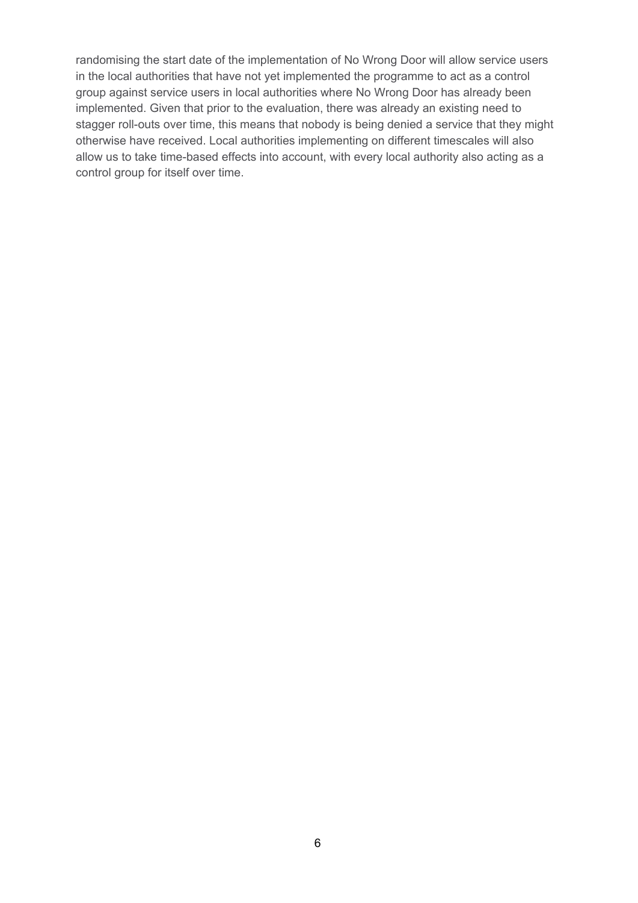randomising the start date of the implementation of No Wrong Door will allow service users in the local authorities that have not yet implemented the programme to act as a control group against service users in local authorities where No Wrong Door has already been implemented. Given that prior to the evaluation, there was already an existing need to stagger roll-outs over time, this means that nobody is being denied a service that they might otherwise have received. Local authorities implementing on different timescales will also allow us to take time-based effects into account, with every local authority also acting as a control group for itself over time.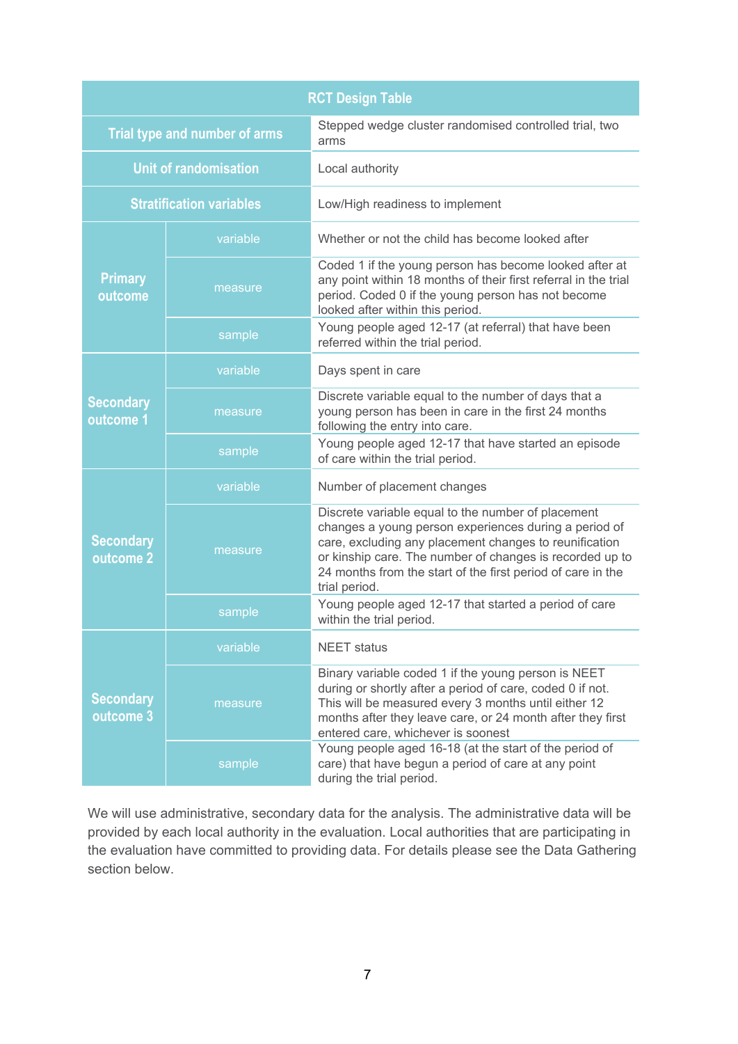| RCT Design Table | | |
|---|---|---|
| Trial type and number of arms | | Stepped wedge cluster randomised controlled trial, two arms |
| Unit of randomisation | | Local authority |
| Stratification variables | | Low/High readiness to implement |
| Primary outcome | variable | Whether or not the child has become looked after |
| | measure | Coded 1 if the young person has become looked after at any point within 18 months of their first referral in the trial period. Coded 0 if the young person has not become looked after within this period. |
| | sample | Young people aged 12-17 (at referral) that have been referred within the trial period. |
| Secondary outcome 1 | variable | Days spent in care |
| | measure | Discrete variable equal to the number of days that a young person has been in care in the first 24 months following the entry into care. |
| | sample | Young people aged 12-17 that have started an episode of care within the trial period. |
| Secondary outcome 2 | variable | Number of placement changes |
| | measure | Discrete variable equal to the number of placement changes a young person experiences during a period of care, excluding any placement changes to reunification or kinship care. The number of changes is recorded up to 24 months from the start of the first period of care in the trial period. |
| | sample | Young people aged 12-17 that started a period of care within the trial period. |
| Secondary outcome 3 | variable | NEET status |
| | measure | Binary variable coded 1 if the young person is NEET during or shortly after a period of care, coded 0 if not. This will be measured every 3 months until either 12 months after they leave care, or 24 month after they first entered care, whichever is soonest |
| | sample | Young people aged 16-18 (at the start of the period of care) that have begun a period of care at any point during the trial period. |

We will use administrative, secondary data for the analysis. The administrative data will be provided by each local authority in the evaluation. Local authorities that are participating in the evaluation have committed to providing data. For details please see the Data Gathering section below.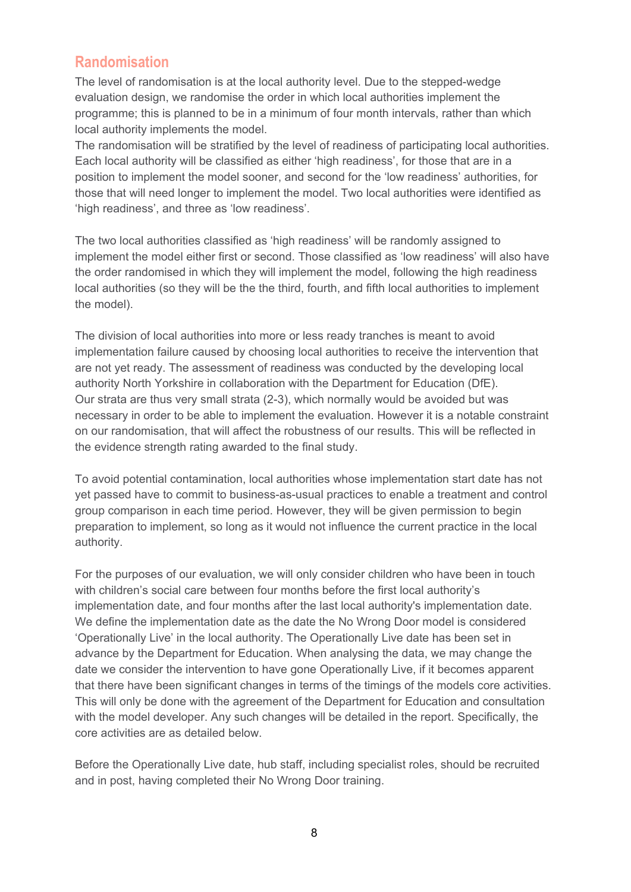## Randomisation

The level of randomisation is at the local authority level. Due to the stepped-wedge evaluation design, we randomise the order in which local authorities implement the programme; this is planned to be in a minimum of four month intervals, rather than which local authority implements the model.
The randomisation will be stratified by the level of readiness of participating local authorities. Each local authority will be classified as either 'high readiness', for those that are in a position to implement the model sooner, and second for the 'low readiness' authorities, for those that will need longer to implement the model. Two local authorities were identified as 'high readiness', and three as 'low readiness'.

The two local authorities classified as 'high readiness' will be randomly assigned to implement the model either first or second. Those classified as 'low readiness' will also have the order randomised in which they will implement the model, following the high readiness local authorities (so they will be the the third, fourth, and fifth local authorities to implement the model).

The division of local authorities into more or less ready tranches is meant to avoid implementation failure caused by choosing local authorities to receive the intervention that are not yet ready. The assessment of readiness was conducted by the developing local authority North Yorkshire in collaboration with the Department for Education (DfE). Our strata are thus very small strata (2-3), which normally would be avoided but was necessary in order to be able to implement the evaluation. However it is a notable constraint on our randomisation, that will affect the robustness of our results. This will be reflected in the evidence strength rating awarded to the final study.

To avoid potential contamination, local authorities whose implementation start date has not yet passed have to commit to business-as-usual practices to enable a treatment and control group comparison in each time period. However, they will be given permission to begin preparation to implement, so long as it would not influence the current practice in the local authority.

For the purposes of our evaluation, we will only consider children who have been in touch with children's social care between four months before the first local authority's implementation date, and four months after the last local authority's implementation date. We define the implementation date as the date the No Wrong Door model is considered 'Operationally Live' in the local authority. The Operationally Live date has been set in advance by the Department for Education. When analysing the data, we may change the date we consider the intervention to have gone Operationally Live, if it becomes apparent that there have been significant changes in terms of the timings of the models core activities. This will only be done with the agreement of the Department for Education and consultation with the model developer. Any such changes will be detailed in the report. Specifically, the core activities are as detailed below.

Before the Operationally Live date, hub staff, including specialist roles, should be recruited and in post, having completed their No Wrong Door training.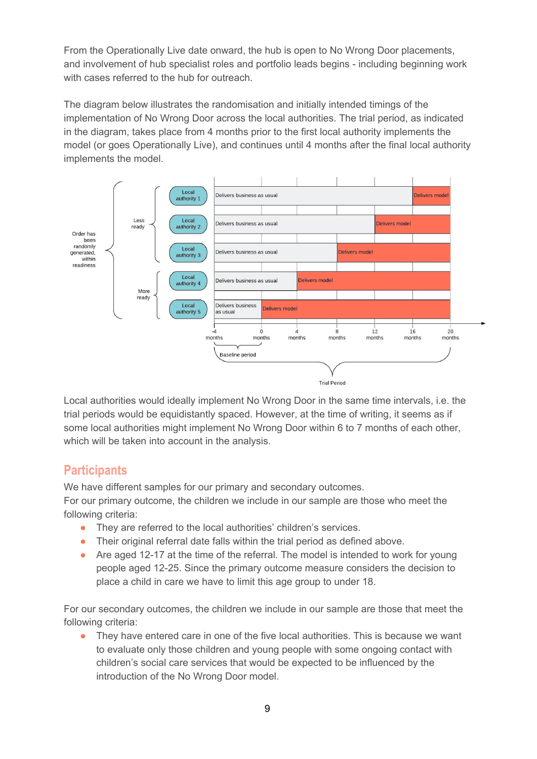From the Operationally Live date onward, the hub is open to No Wrong Door placements, and involvement of hub specialist roles and portfolio leads begins - including beginning work with cases referred to the hub for outreach.

The diagram below illustrates the randomisation and initially intended timings of the implementation of No Wrong Door across the local authorities. The trial period, as indicated in the diagram, takes place from 4 months prior to the first local authority implements the model (or goes Operationally Live), and continues until 4 months after the final local authority implements the model.

Local authorities would ideally implement No Wrong Door in the same time intervals, i.e. the trial periods would be equidistantly spaced. However, at the time of writing, it seems as if some local authorities might implement No Wrong Door within 6 to 7 months of each other, which will be taken into account in the analysis.

## Participants

We have different samples for our primary and secondary outcomes.
For our primary outcome, the children we include in our sample are those who meet the following criteria:

- They are referred to the local authorities' children's services.
- Their original referral date falls within the trial period as defined above.
- Are aged 12-17 at the time of the referral. The model is intended to work for young people aged 12-25. Since the primary outcome measure considers the decision to place a child in care we have to limit this age group to under 18.

For our secondary outcomes, the children we include in our sample are those that meet the following criteria:

- They have entered care in one of the five local authorities. This is because we want to evaluate only those children and young people with some ongoing contact with children's social care services that would be expected to be influenced by the introduction of the No Wrong Door model.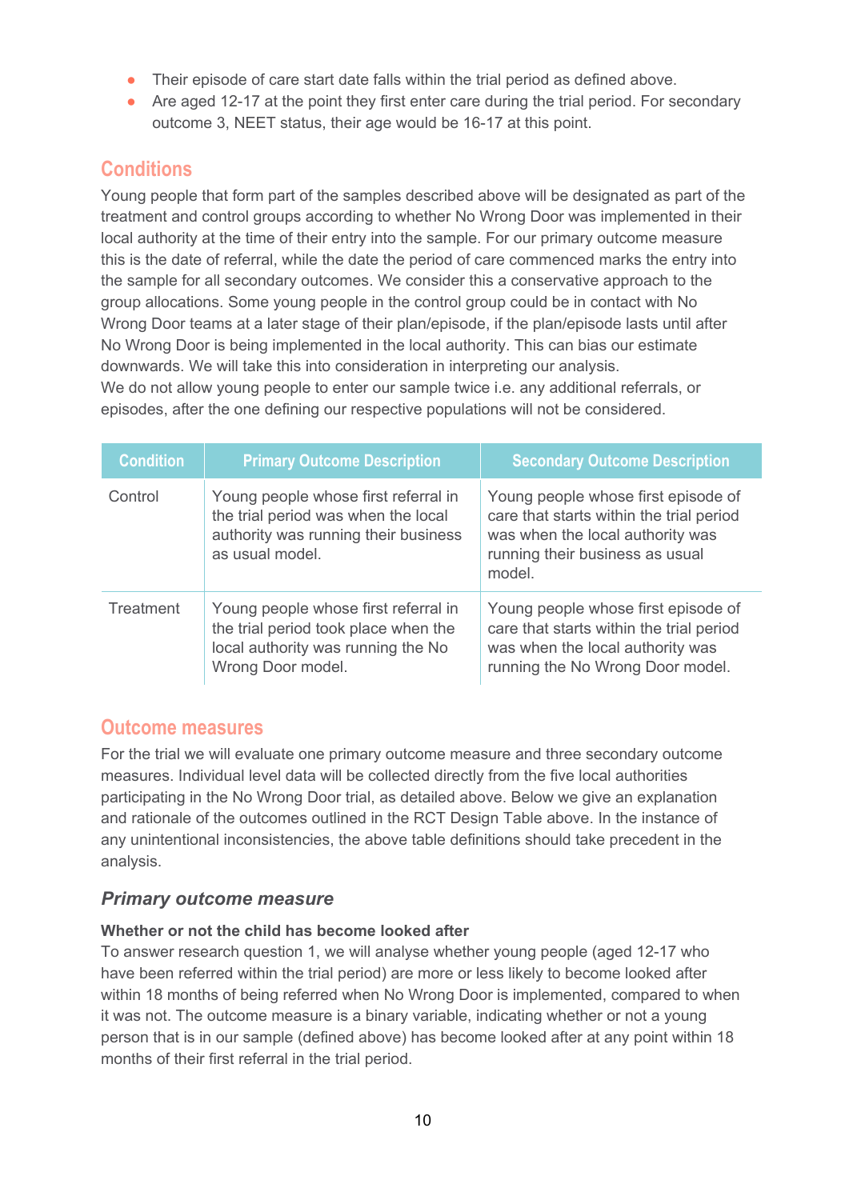- Their episode of care start date falls within the trial period as defined above.
- Are aged 12-17 at the point they first enter care during the trial period. For secondary outcome 3, NEET status, their age would be 16-17 at this point.

## Conditions

Young people that form part of the samples described above will be designated as part of the treatment and control groups according to whether No Wrong Door was implemented in their local authority at the time of their entry into the sample. For our primary outcome measure this is the date of referral, while the date the period of care commenced marks the entry into the sample for all secondary outcomes. We consider this a conservative approach to the group allocations. Some young people in the control group could be in contact with No Wrong Door teams at a later stage of their plan/episode, if the plan/episode lasts until after No Wrong Door is being implemented in the local authority. This can bias our estimate downwards. We will take this into consideration in interpreting our analysis.
We do not allow young people to enter our sample twice i.e. any additional referrals, or episodes, after the one defining our respective populations will not be considered.

| Condition | Primary Outcome Description | Secondary Outcome Description |
|---|---|---|
| Control | Young people whose first referral in the trial period was when the local authority was running their business as usual model. | Young people whose first episode of care that starts within the trial period was when the local authority was running their business as usual model. |
| Treatment | Young people whose first referral in the trial period took place when the local authority was running the No Wrong Door model. | Young people whose first episode of care that starts within the trial period was when the local authority was running the No Wrong Door model. |

## Outcome measures

For the trial we will evaluate one primary outcome measure and three secondary outcome measures. Individual level data will be collected directly from the five local authorities participating in the No Wrong Door trial, as detailed above. Below we give an explanation and rationale of the outcomes outlined in the RCT Design Table above. In the instance of any unintentional inconsistencies, the above table definitions should take precedent in the analysis.

### *Primary outcome measure*

**Whether or not the child has become looked after**

To answer research question 1, we will analyse whether young people (aged 12-17 who have been referred within the trial period) are more or less likely to become looked after within 18 months of being referred when No Wrong Door is implemented, compared to when it was not. The outcome measure is a binary variable, indicating whether or not a young person that is in our sample (defined above) has become looked after at any point within 18 months of their first referral in the trial period.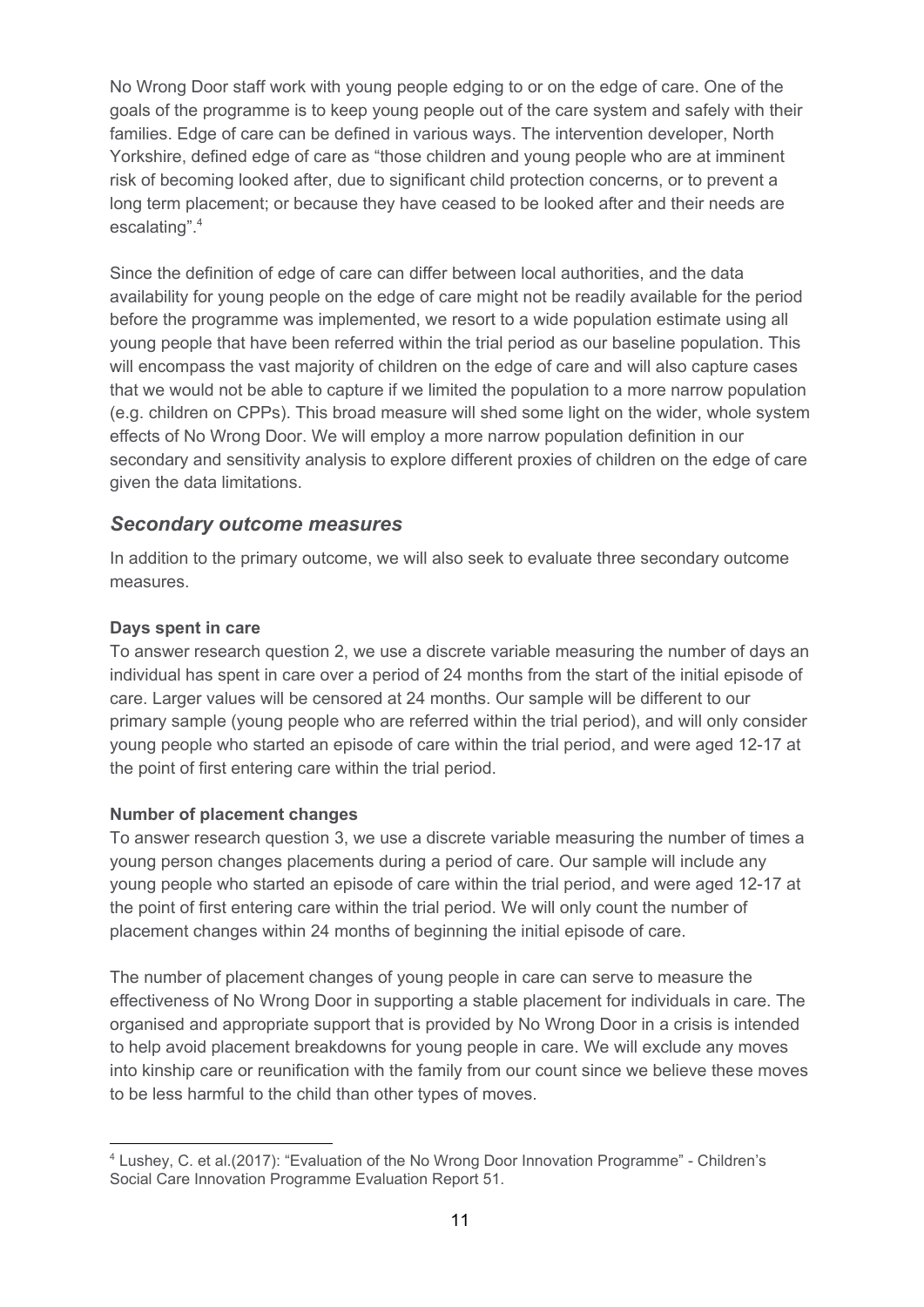No Wrong Door staff work with young people edging to or on the edge of care. One of the goals of the programme is to keep young people out of the care system and safely with their families. Edge of care can be defined in various ways. The intervention developer, North Yorkshire, defined edge of care as "those children and young people who are at imminent risk of becoming looked after, due to significant child protection concerns, or to prevent a long term placement; or because they have ceased to be looked after and their needs are escalating".[4]

Since the definition of edge of care can differ between local authorities, and the data availability for young people on the edge of care might not be readily available for the period before the programme was implemented, we resort to a wide population estimate using all young people that have been referred within the trial period as our baseline population. This will encompass the vast majority of children on the edge of care and will also capture cases that we would not be able to capture if we limited the population to a more narrow population (e.g. children on CPPs). This broad measure will shed some light on the wider, whole system effects of No Wrong Door. We will employ a more narrow population definition in our secondary and sensitivity analysis to explore different proxies of children on the edge of care given the data limitations.

## *Secondary outcome measures*

In addition to the primary outcome, we will also seek to evaluate three secondary outcome measures.

**Days spent in care**

To answer research question 2, we use a discrete variable measuring the number of days an individual has spent in care over a period of 24 months from the start of the initial episode of care. Larger values will be censored at 24 months. Our sample will be different to our primary sample (young people who are referred within the trial period), and will only consider young people who started an episode of care within the trial period, and were aged 12-17 at the point of first entering care within the trial period.

**Number of placement changes**

To answer research question 3, we use a discrete variable measuring the number of times a young person changes placements during a period of care. Our sample will include any young people who started an episode of care within the trial period, and were aged 12-17 at the point of first entering care within the trial period. We will only count the number of placement changes within 24 months of beginning the initial episode of care.

The number of placement changes of young people in care can serve to measure the effectiveness of No Wrong Door in supporting a stable placement for individuals in care. The organised and appropriate support that is provided by No Wrong Door in a crisis is intended to help avoid placement breakdowns for young people in care. We will exclude any moves into kinship care or reunification with the family from our count since we believe these moves to be less harmful to the child than other types of moves.

---

[4] Lushey, C. et al.(2017): "Evaluation of the No Wrong Door Innovation Programme" - Children's Social Care Innovation Programme Evaluation Report 51.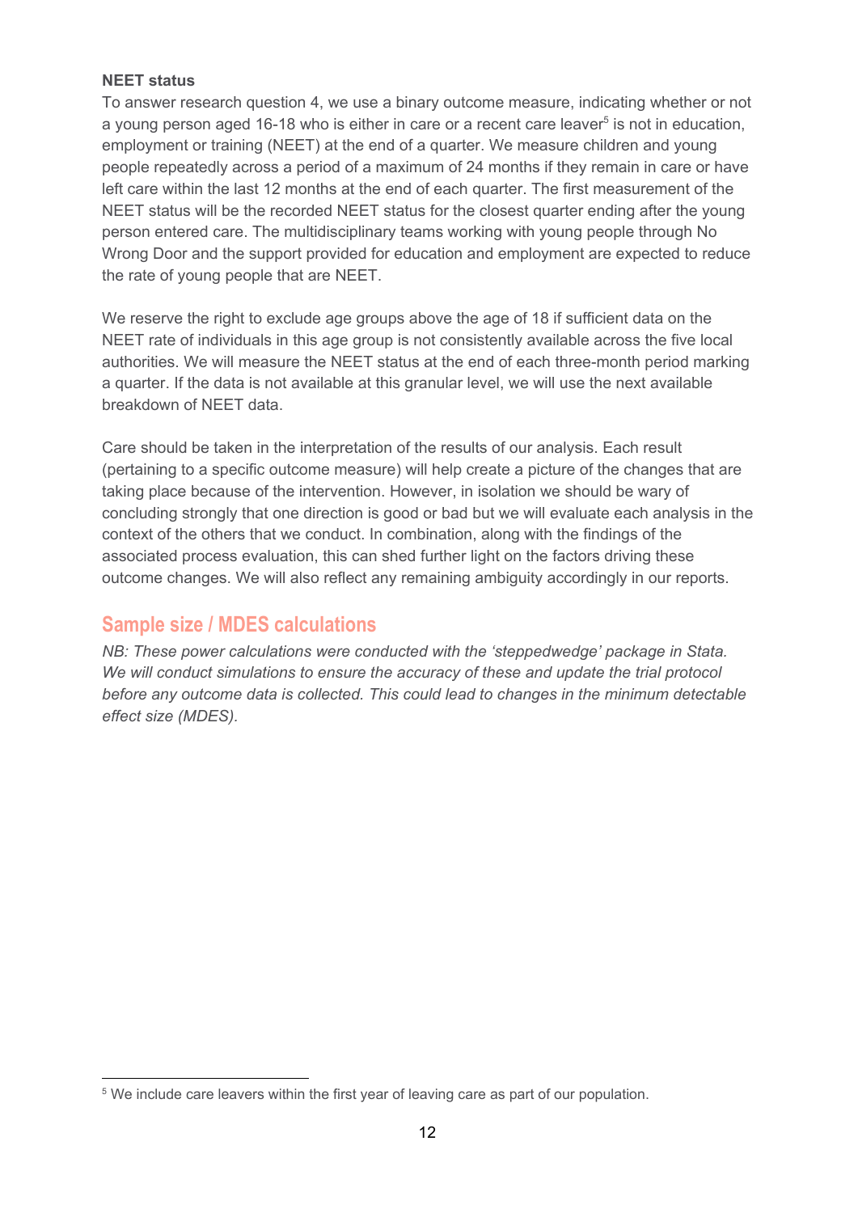**NEET status**

To answer research question 4, we use a binary outcome measure, indicating whether or not a young person aged 16-18 who is either in care or a recent care leaver[5] is not in education, employment or training (NEET) at the end of a quarter. We measure children and young people repeatedly across a period of a maximum of 24 months if they remain in care or have left care within the last 12 months at the end of each quarter. The first measurement of the NEET status will be the recorded NEET status for the closest quarter ending after the young person entered care. The multidisciplinary teams working with young people through No Wrong Door and the support provided for education and employment are expected to reduce the rate of young people that are NEET.

We reserve the right to exclude age groups above the age of 18 if sufficient data on the NEET rate of individuals in this age group is not consistently available across the five local authorities. We will measure the NEET status at the end of each three-month period marking a quarter. If the data is not available at this granular level, we will use the next available breakdown of NEET data.

Care should be taken in the interpretation of the results of our analysis. Each result (pertaining to a specific outcome measure) will help create a picture of the changes that are taking place because of the intervention. However, in isolation we should be wary of concluding strongly that one direction is good or bad but we will evaluate each analysis in the context of the others that we conduct. In combination, along with the findings of the associated process evaluation, this can shed further light on the factors driving these outcome changes. We will also reflect any remaining ambiguity accordingly in our reports.

## Sample size / MDES calculations

*NB: These power calculations were conducted with the 'steppedwedge' package in Stata. We will conduct simulations to ensure the accuracy of these and update the trial protocol before any outcome data is collected. This could lead to changes in the minimum detectable effect size (MDES).*

[5] We include care leavers within the first year of leaving care as part of our population.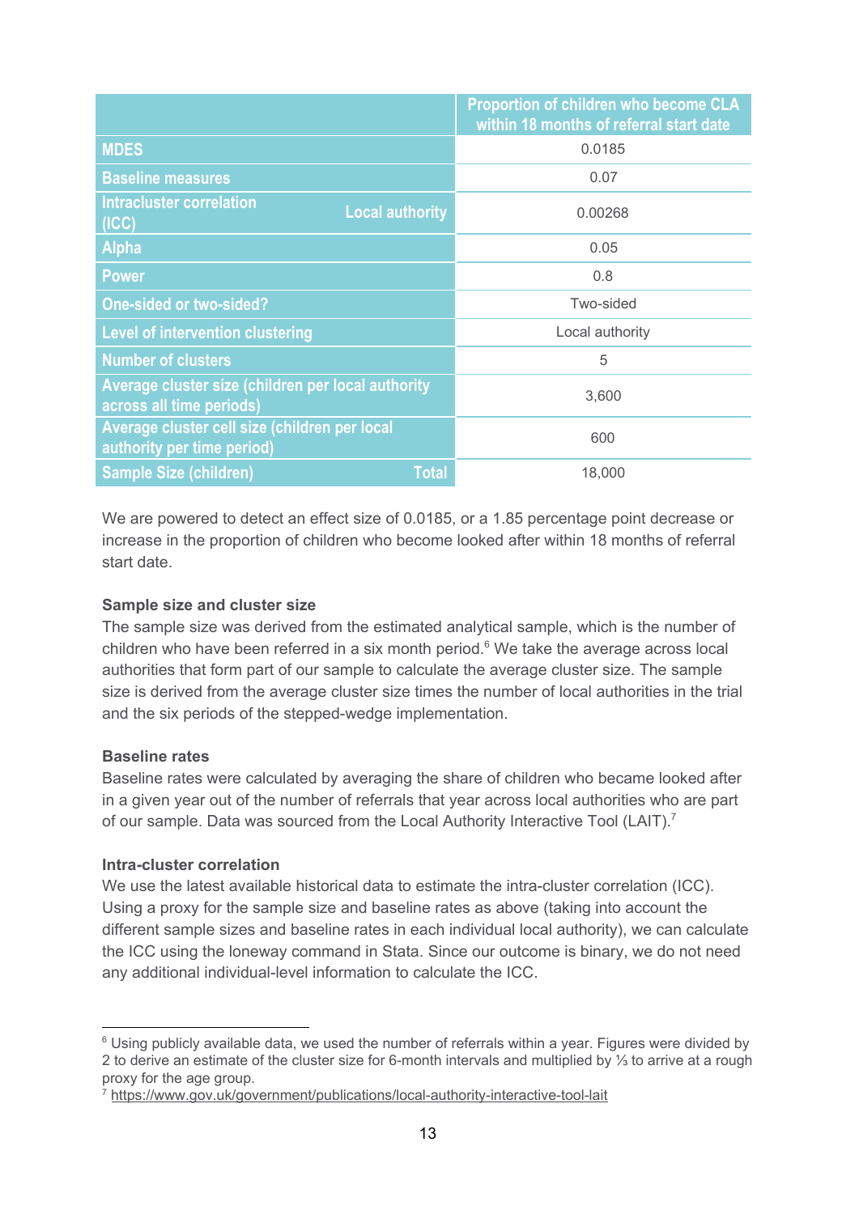| | Proportion of children who become CLA within 18 months of referral start date |
|---|---|
| MDES | 0.0185 |
| Baseline measures | 0.07 |
| Intracluster correlation (ICC) — Local authority | 0.00268 |
| Alpha | 0.05 |
| Power | 0.8 |
| One-sided or two-sided? | Two-sided |
| Level of intervention clustering | Local authority |
| Number of clusters | 5 |
| Average cluster size (children per local authority across all time periods) | 3,600 |
| Average cluster cell size (children per local authority per time period) | 600 |
| Sample Size (children) — Total | 18,000 |

We are powered to detect an effect size of 0.0185, or a 1.85 percentage point decrease or increase in the proportion of children who become looked after within 18 months of referral start date.

**Sample size and cluster size**

The sample size was derived from the estimated analytical sample, which is the number of children who have been referred in a six month period.[6] We take the average across local authorities that form part of our sample to calculate the average cluster size. The sample size is derived from the average cluster size times the number of local authorities in the trial and the six periods of the stepped-wedge implementation.

**Baseline rates**

Baseline rates were calculated by averaging the share of children who became looked after in a given year out of the number of referrals that year across local authorities who are part of our sample. Data was sourced from the Local Authority Interactive Tool (LAIT).[7]

**Intra-cluster correlation**

We use the latest available historical data to estimate the intra-cluster correlation (ICC). Using a proxy for the sample size and baseline rates as above (taking into account the different sample sizes and baseline rates in each individual local authority), we can calculate the ICC using the loneway command in Stata. Since our outcome is binary, we do not need any additional individual-level information to calculate the ICC.

---

[6] Using publicly available data, we used the number of referrals within a year. Figures were divided by 2 to derive an estimate of the cluster size for 6-month intervals and multiplied by ⅓ to arrive at a rough proxy for the age group.

[7] https://www.gov.uk/government/publications/local-authority-interactive-tool-lait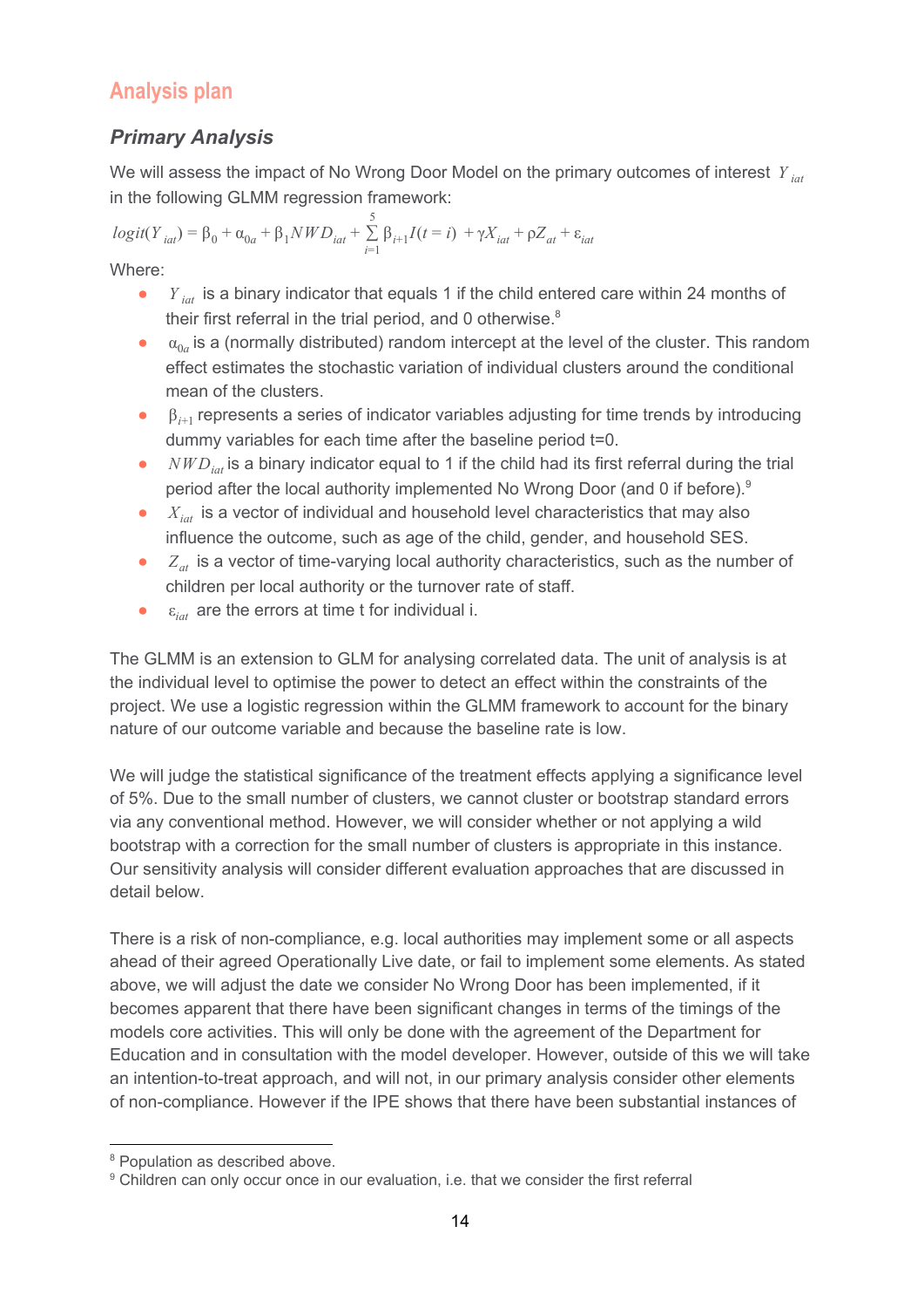## Analysis plan

### *Primary Analysis*

We will assess the impact of No Wrong Door Model on the primary outcomes of interest $Y_{iat}$ in the following GLMM regression framework:

$$logit(Y_{iat}) = \beta_0 + \alpha_{0a} + \beta_1 NWD_{iat} + \sum_{i=1}^{5} \beta_{i+1} I(t = i) + \gamma X_{iat} + \rho Z_{at} + \varepsilon_{iat}$$

Where:

- $Y_{iat}$ is a binary indicator that equals 1 if the child entered care within 24 months of their first referral in the trial period, and 0 otherwise.[8]
- $\alpha_{0a}$ is a (normally distributed) random intercept at the level of the cluster. This random effect estimates the stochastic variation of individual clusters around the conditional mean of the clusters.
- $\beta_{i+1}$ represents a series of indicator variables adjusting for time trends by introducing dummy variables for each time after the baseline period t=0.
- $NWD_{iat}$ is a binary indicator equal to 1 if the child had its first referral during the trial period after the local authority implemented No Wrong Door (and 0 if before).[9]
- $X_{iat}$ is a vector of individual and household level characteristics that may also influence the outcome, such as age of the child, gender, and household SES.
- $Z_{at}$ is a vector of time-varying local authority characteristics, such as the number of children per local authority or the turnover rate of staff.
- $\varepsilon_{iat}$ are the errors at time t for individual i.

The GLMM is an extension to GLM for analysing correlated data. The unit of analysis is at the individual level to optimise the power to detect an effect within the constraints of the project. We use a logistic regression within the GLMM framework to account for the binary nature of our outcome variable and because the baseline rate is low.

We will judge the statistical significance of the treatment effects applying a significance level of 5%. Due to the small number of clusters, we cannot cluster or bootstrap standard errors via any conventional method. However, we will consider whether or not applying a wild bootstrap with a correction for the small number of clusters is appropriate in this instance. Our sensitivity analysis will consider different evaluation approaches that are discussed in detail below.

There is a risk of non-compliance, e.g. local authorities may implement some or all aspects ahead of their agreed Operationally Live date, or fail to implement some elements. As stated above, we will adjust the date we consider No Wrong Door has been implemented, if it becomes apparent that there have been significant changes in terms of the timings of the models core activities. This will only be done with the agreement of the Department for Education and in consultation with the model developer. However, outside of this we will take an intention-to-treat approach, and will not, in our primary analysis consider other elements of non-compliance. However if the IPE shows that there have been substantial instances of

[8] Population as described above.

[9] Children can only occur once in our evaluation, i.e. that we consider the first referral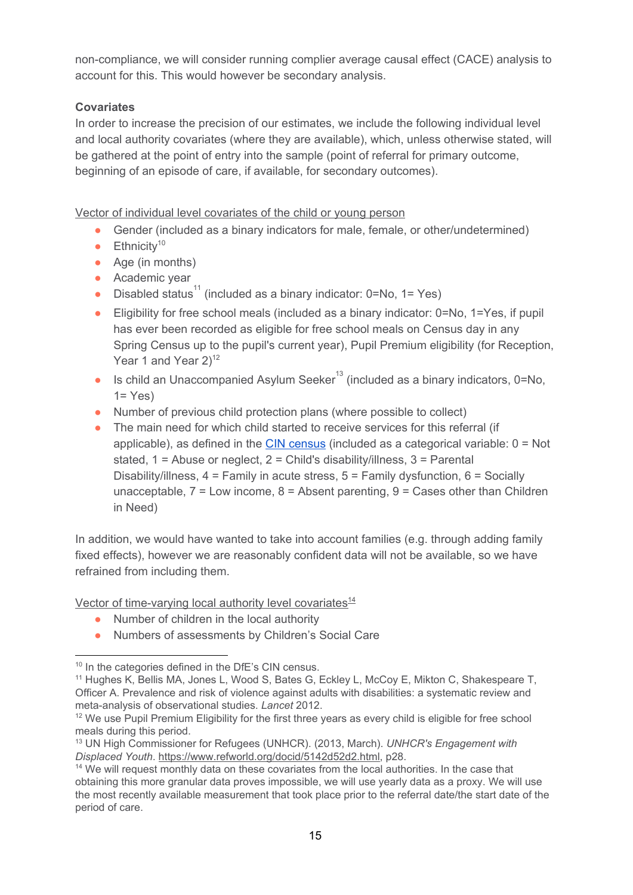non-compliance, we will consider running complier average causal effect (CACE) analysis to account for this. This would however be secondary analysis.

**Covariates**

In order to increase the precision of our estimates, we include the following individual level and local authority covariates (where they are available), which, unless otherwise stated, will be gathered at the point of entry into the sample (point of referral for primary outcome, beginning of an episode of care, if available, for secondary outcomes).

Vector of individual level covariates of the child or young person

- Gender (included as a binary indicators for male, female, or other/undetermined)
- Ethnicity[10]
- Age (in months)
- Academic year
- Disabled status[11] (included as a binary indicator: 0=No, 1= Yes)
- Eligibility for free school meals (included as a binary indicator: 0=No, 1=Yes, if pupil has ever been recorded as eligible for free school meals on Census day in any Spring Census up to the pupil's current year), Pupil Premium eligibility (for Reception, Year 1 and Year 2)[12]
- Is child an Unaccompanied Asylum Seeker[13] (included as a binary indicators, 0=No, 1= Yes)
- Number of previous child protection plans (where possible to collect)
- The main need for which child started to receive services for this referral (if applicable), as defined in the CIN census (included as a categorical variable: 0 = Not stated, 1 = Abuse or neglect, 2 = Child's disability/illness, 3 = Parental Disability/illness, 4 = Family in acute stress, 5 = Family dysfunction, 6 = Socially unacceptable, 7 = Low income, 8 = Absent parenting, 9 = Cases other than Children in Need)

In addition, we would have wanted to take into account families (e.g. through adding family fixed effects), however we are reasonably confident data will not be available, so we have refrained from including them.

Vector of time-varying local authority level covariates[14]

- Number of children in the local authority
- Numbers of assessments by Children's Social Care

---

[10] In the categories defined in the DfE's CIN census.

[11] Hughes K, Bellis MA, Jones L, Wood S, Bates G, Eckley L, McCoy E, Mikton C, Shakespeare T, Officer A. Prevalence and risk of violence against adults with disabilities: a systematic review and meta-analysis of observational studies. *Lancet* 2012.

[12] We use Pupil Premium Eligibility for the first three years as every child is eligible for free school meals during this period.

[13] UN High Commissioner for Refugees (UNHCR). (2013, March). *UNHCR's Engagement with Displaced Youth*. https://www.refworld.org/docid/5142d52d2.html, p28.

[14] We will request monthly data on these covariates from the local authorities. In the case that obtaining this more granular data proves impossible, we will use yearly data as a proxy. We will use the most recently available measurement that took place prior to the referral date/the start date of the period of care.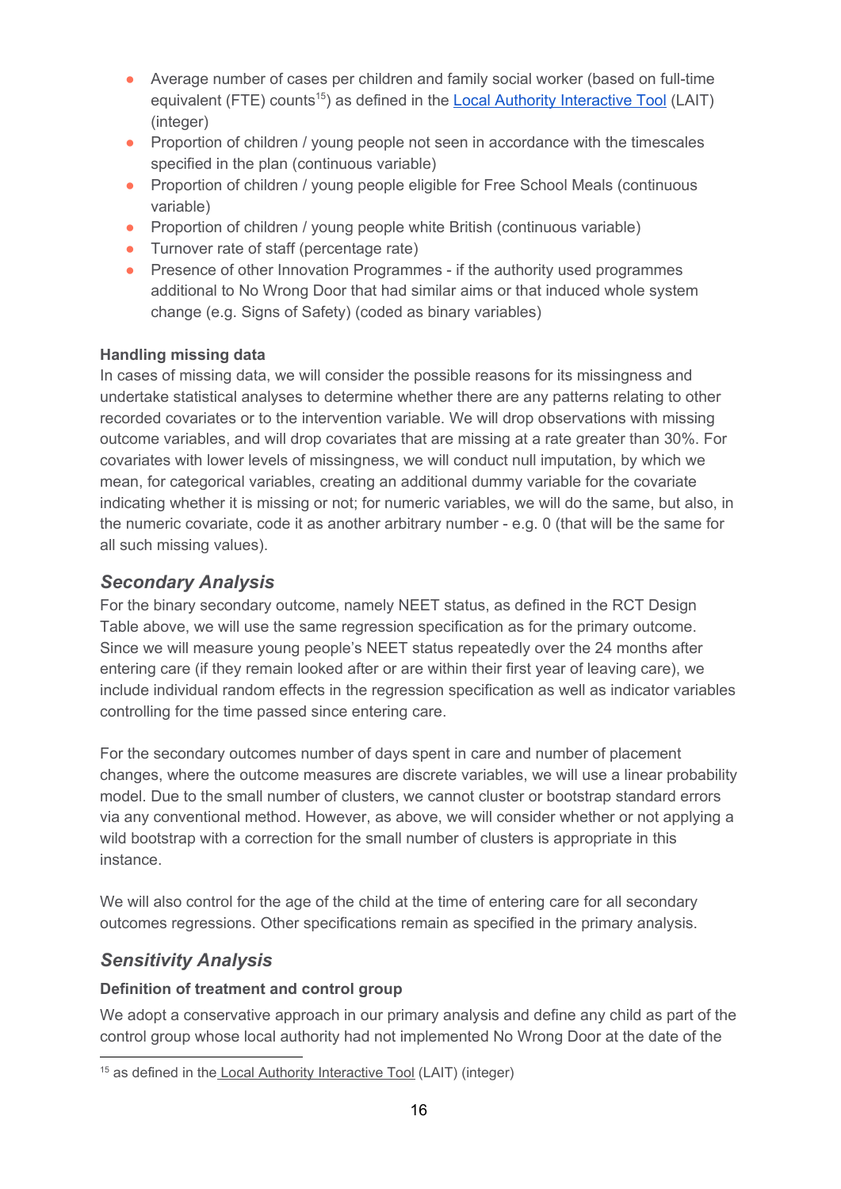- Average number of cases per children and family social worker (based on full-time equivalent (FTE) counts[15]) as defined in the Local Authority Interactive Tool (LAIT) (integer)
- Proportion of children / young people not seen in accordance with the timescales specified in the plan (continuous variable)
- Proportion of children / young people eligible for Free School Meals (continuous variable)
- Proportion of children / young people white British (continuous variable)
- Turnover rate of staff (percentage rate)
- Presence of other Innovation Programmes - if the authority used programmes additional to No Wrong Door that had similar aims or that induced whole system change (e.g. Signs of Safety) (coded as binary variables)

**Handling missing data**

In cases of missing data, we will consider the possible reasons for its missingness and undertake statistical analyses to determine whether there are any patterns relating to other recorded covariates or to the intervention variable. We will drop observations with missing outcome variables, and will drop covariates that are missing at a rate greater than 30%. For covariates with lower levels of missingness, we will conduct null imputation, by which we mean, for categorical variables, creating an additional dummy variable for the covariate indicating whether it is missing or not; for numeric variables, we will do the same, but also, in the numeric covariate, code it as another arbitrary number - e.g. 0 (that will be the same for all such missing values).

## *Secondary Analysis*

For the binary secondary outcome, namely NEET status, as defined in the RCT Design Table above, we will use the same regression specification as for the primary outcome. Since we will measure young people's NEET status repeatedly over the 24 months after entering care (if they remain looked after or are within their first year of leaving care), we include individual random effects in the regression specification as well as indicator variables controlling for the time passed since entering care.

For the secondary outcomes number of days spent in care and number of placement changes, where the outcome measures are discrete variables, we will use a linear probability model. Due to the small number of clusters, we cannot cluster or bootstrap standard errors via any conventional method. However, as above, we will consider whether or not applying a wild bootstrap with a correction for the small number of clusters is appropriate in this instance.

We will also control for the age of the child at the time of entering care for all secondary outcomes regressions. Other specifications remain as specified in the primary analysis.

## *Sensitivity Analysis*

**Definition of treatment and control group**

We adopt a conservative approach in our primary analysis and define any child as part of the control group whose local authority had not implemented No Wrong Door at the date of the

[15] as defined in the Local Authority Interactive Tool (LAIT) (integer)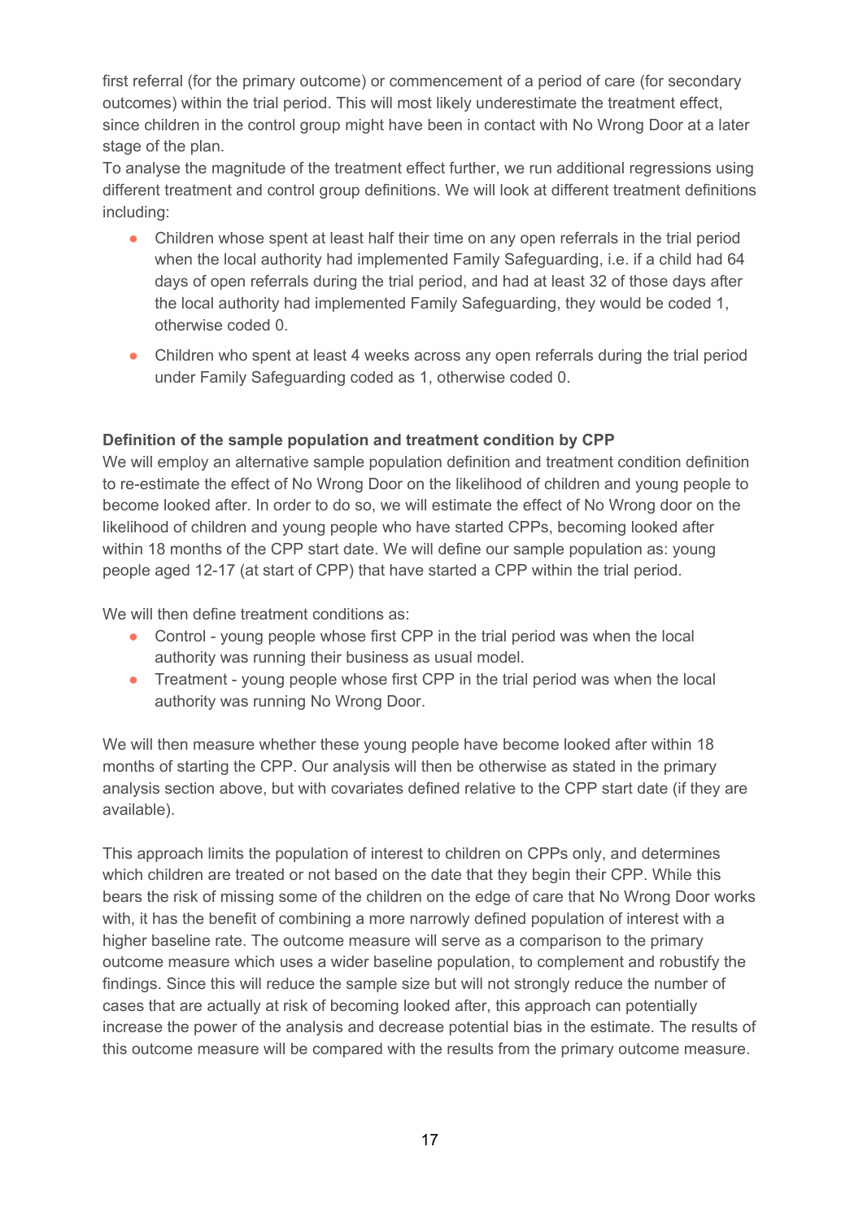first referral (for the primary outcome) or commencement of a period of care (for secondary outcomes) within the trial period. This will most likely underestimate the treatment effect, since children in the control group might have been in contact with No Wrong Door at a later stage of the plan.

To analyse the magnitude of the treatment effect further, we run additional regressions using different treatment and control group definitions. We will look at different treatment definitions including:

- Children whose spent at least half their time on any open referrals in the trial period when the local authority had implemented Family Safeguarding, i.e. if a child had 64 days of open referrals during the trial period, and had at least 32 of those days after the local authority had implemented Family Safeguarding, they would be coded 1, otherwise coded 0.
- Children who spent at least 4 weeks across any open referrals during the trial period under Family Safeguarding coded as 1, otherwise coded 0.

**Definition of the sample population and treatment condition by CPP**

We will employ an alternative sample population definition and treatment condition definition to re-estimate the effect of No Wrong Door on the likelihood of children and young people to become looked after. In order to do so, we will estimate the effect of No Wrong door on the likelihood of children and young people who have started CPPs, becoming looked after within 18 months of the CPP start date. We will define our sample population as: young people aged 12-17 (at start of CPP) that have started a CPP within the trial period.

We will then define treatment conditions as:

- Control - young people whose first CPP in the trial period was when the local authority was running their business as usual model.
- Treatment - young people whose first CPP in the trial period was when the local authority was running No Wrong Door.

We will then measure whether these young people have become looked after within 18 months of starting the CPP. Our analysis will then be otherwise as stated in the primary analysis section above, but with covariates defined relative to the CPP start date (if they are available).

This approach limits the population of interest to children on CPPs only, and determines which children are treated or not based on the date that they begin their CPP. While this bears the risk of missing some of the children on the edge of care that No Wrong Door works with, it has the benefit of combining a more narrowly defined population of interest with a higher baseline rate. The outcome measure will serve as a comparison to the primary outcome measure which uses a wider baseline population, to complement and robustify the findings. Since this will reduce the sample size but will not strongly reduce the number of cases that are actually at risk of becoming looked after, this approach can potentially increase the power of the analysis and decrease potential bias in the estimate. The results of this outcome measure will be compared with the results from the primary outcome measure.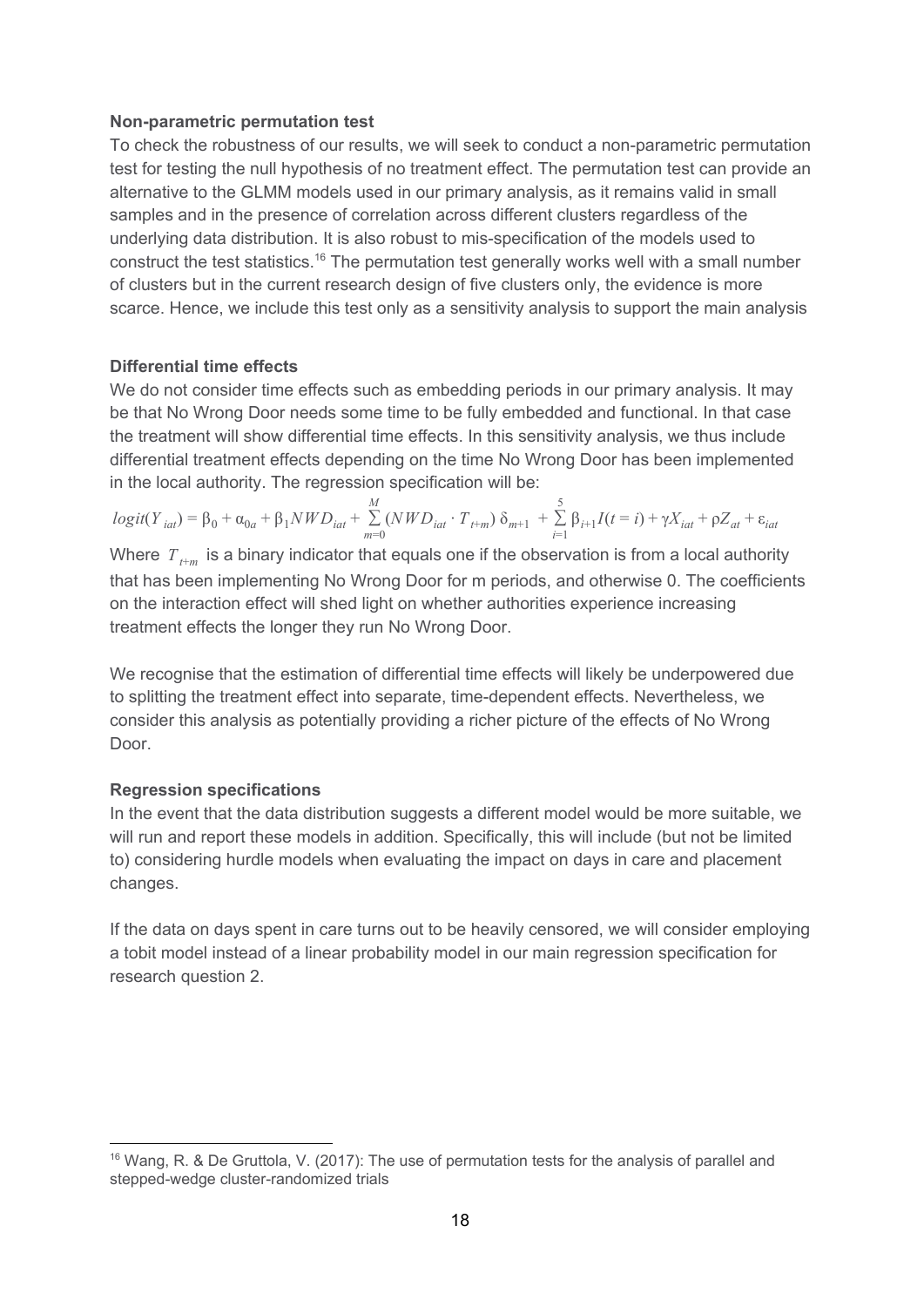**Non-parametric permutation test**

To check the robustness of our results, we will seek to conduct a non-parametric permutation test for testing the null hypothesis of no treatment effect. The permutation test can provide an alternative to the GLMM models used in our primary analysis, as it remains valid in small samples and in the presence of correlation across different clusters regardless of the underlying data distribution. It is also robust to mis-specification of the models used to construct the test statistics.[16] The permutation test generally works well with a small number of clusters but in the current research design of five clusters only, the evidence is more scarce. Hence, we include this test only as a sensitivity analysis to support the main analysis

**Differential time effects**

We do not consider time effects such as embedding periods in our primary analysis. It may be that No Wrong Door needs some time to be fully embedded and functional. In that case the treatment will show differential time effects. In this sensitivity analysis, we thus include differential treatment effects depending on the time No Wrong Door has been implemented in the local authority. The regression specification will be:

$$logit(Y_{iat}) = \beta_0 + \alpha_{0a} + \beta_1 NWD_{iat} + \sum_{m=0}^{M} (NWD_{iat} \cdot T_{t+m})\, \delta_{m+1} + \sum_{i=1}^{5} \beta_{i+1} I(t=i) + \gamma X_{iat} + \rho Z_{at} + \varepsilon_{iat}$$

Where $T_{t+m}$ is a binary indicator that equals one if the observation is from a local authority that has been implementing No Wrong Door for m periods, and otherwise 0. The coefficients on the interaction effect will shed light on whether authorities experience increasing treatment effects the longer they run No Wrong Door.

We recognise that the estimation of differential time effects will likely be underpowered due to splitting the treatment effect into separate, time-dependent effects. Nevertheless, we consider this analysis as potentially providing a richer picture of the effects of No Wrong Door.

**Regression specifications**

In the event that the data distribution suggests a different model would be more suitable, we will run and report these models in addition. Specifically, this will include (but not be limited to) considering hurdle models when evaluating the impact on days in care and placement changes.

If the data on days spent in care turns out to be heavily censored, we will consider employing a tobit model instead of a linear probability model in our main regression specification for research question 2.

[16] Wang, R. & De Gruttola, V. (2017): The use of permutation tests for the analysis of parallel and stepped-wedge cluster-randomized trials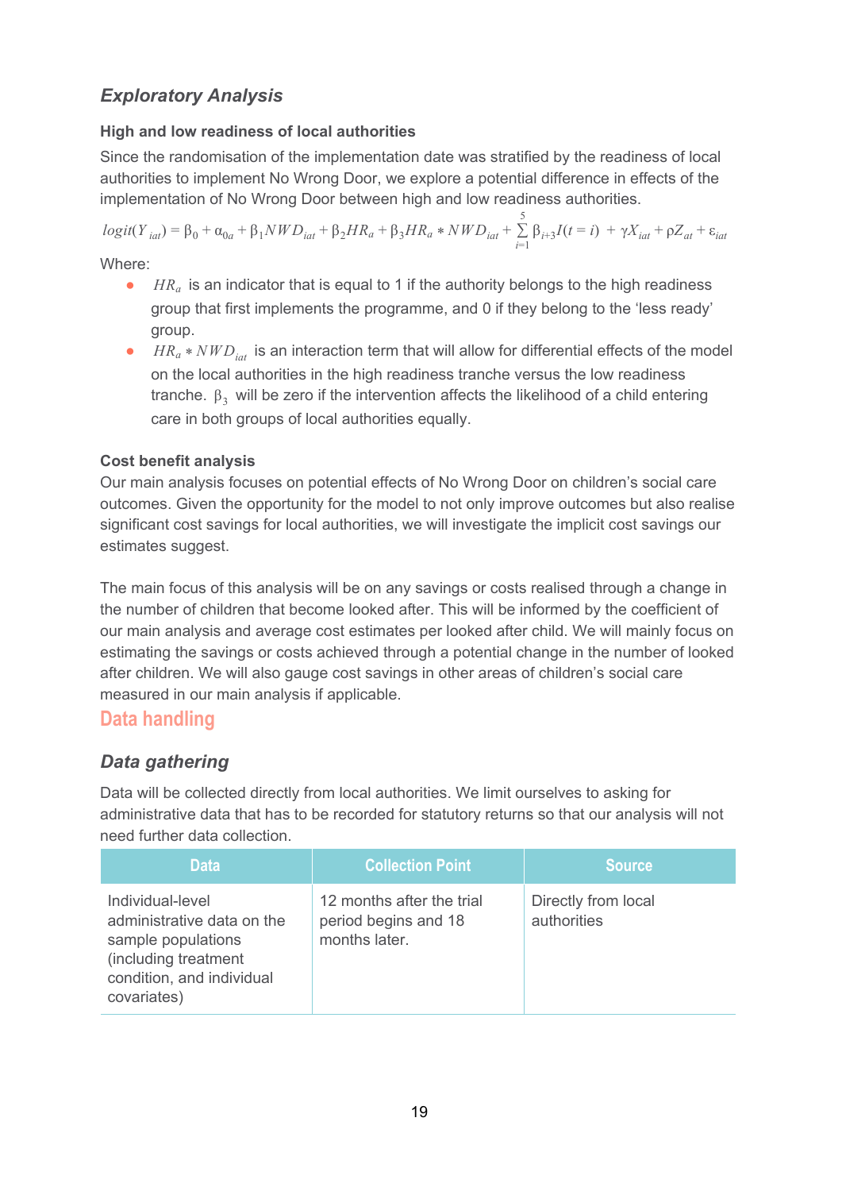### *Exploratory Analysis*

#### High and low readiness of local authorities

Since the randomisation of the implementation date was stratified by the readiness of local authorities to implement No Wrong Door, we explore a potential difference in effects of the implementation of No Wrong Door between high and low readiness authorities.

$$logit(Y_{iat}) = \beta_0 + \alpha_{0a} + \beta_1 NWD_{iat} + \beta_2 HR_a + \beta_3 HR_a * NWD_{iat} + \sum_{i=1}^{5} \beta_{i+3} I(t = i) + \gamma X_{iat} + \rho Z_{at} + \varepsilon_{iat}$$

Where:

- $HR_a$ is an indicator that is equal to 1 if the authority belongs to the high readiness group that first implements the programme, and 0 if they belong to the 'less ready' group.
- $HR_a * NWD_{iat}$ is an interaction term that will allow for differential effects of the model on the local authorities in the high readiness tranche versus the low readiness tranche. $\beta_3$ will be zero if the intervention affects the likelihood of a child entering care in both groups of local authorities equally.

#### Cost benefit analysis

Our main analysis focuses on potential effects of No Wrong Door on children's social care outcomes. Given the opportunity for the model to not only improve outcomes but also realise significant cost savings for local authorities, we will investigate the implicit cost savings our estimates suggest.

The main focus of this analysis will be on any savings or costs realised through a change in the number of children that become looked after. This will be informed by the coefficient of our main analysis and average cost estimates per looked after child. We will mainly focus on estimating the savings or costs achieved through a potential change in the number of looked after children. We will also gauge cost savings in other areas of children's social care measured in our main analysis if applicable.

## Data handling

### *Data gathering*

Data will be collected directly from local authorities. We limit ourselves to asking for administrative data that has to be recorded for statutory returns so that our analysis will not need further data collection.

| Data | Collection Point | Source |
|---|---|---|
| Individual-level administrative data on the sample populations (including treatment condition, and individual covariates) | 12 months after the trial period begins and 18 months later. | Directly from local authorities |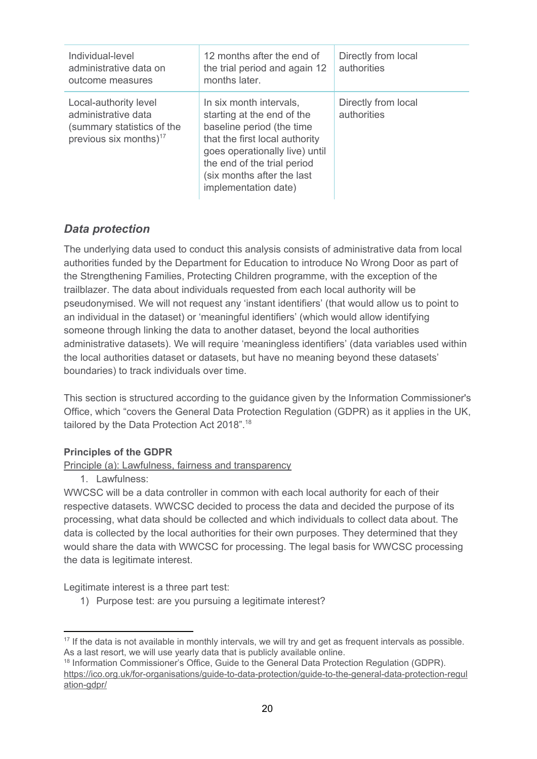| Individual-level administrative data on outcome measures | 12 months after the end of the trial period and again 12 months later. | Directly from local authorities |
|---|---|---|
| Local-authority level administrative data (summary statistics of the previous six months)[17] | In six month intervals, starting at the end of the baseline period (the time that the first local authority goes operationally live) until the end of the trial period (six months after the last implementation date) | Directly from local authorities |

### *Data protection*

The underlying data used to conduct this analysis consists of administrative data from local authorities funded by the Department for Education to introduce No Wrong Door as part of the Strengthening Families, Protecting Children programme, with the exception of the trailblazer. The data about individuals requested from each local authority will be pseudonymised. We will not request any 'instant identifiers' (that would allow us to point to an individual in the dataset) or 'meaningful identifiers' (which would allow identifying someone through linking the data to another dataset, beyond the local authorities administrative datasets). We will require 'meaningless identifiers' (data variables used within the local authorities dataset or datasets, but have no meaning beyond these datasets' boundaries) to track individuals over time.

This section is structured according to the guidance given by the Information Commissioner's Office, which "covers the General Data Protection Regulation (GDPR) as it applies in the UK, tailored by the Data Protection Act 2018".[18]

**Principles of the GDPR**

Principle (a): Lawfulness, fairness and transparency

1. Lawfulness:

WWCSC will be a data controller in common with each local authority for each of their respective datasets. WWCSC decided to process the data and decided the purpose of its processing, what data should be collected and which individuals to collect data about. The data is collected by the local authorities for their own purposes. They determined that they would share the data with WWCSC for processing. The legal basis for WWCSC processing the data is legitimate interest.

Legitimate interest is a three part test:

1) Purpose test: are you pursuing a legitimate interest?

[17] If the data is not available in monthly intervals, we will try and get as frequent intervals as possible. As a last resort, we will use yearly data that is publicly available online.

[18] Information Commissioner's Office, Guide to the General Data Protection Regulation (GDPR). https://ico.org.uk/for-organisations/guide-to-data-protection/guide-to-the-general-data-protection-regulation-gdpr/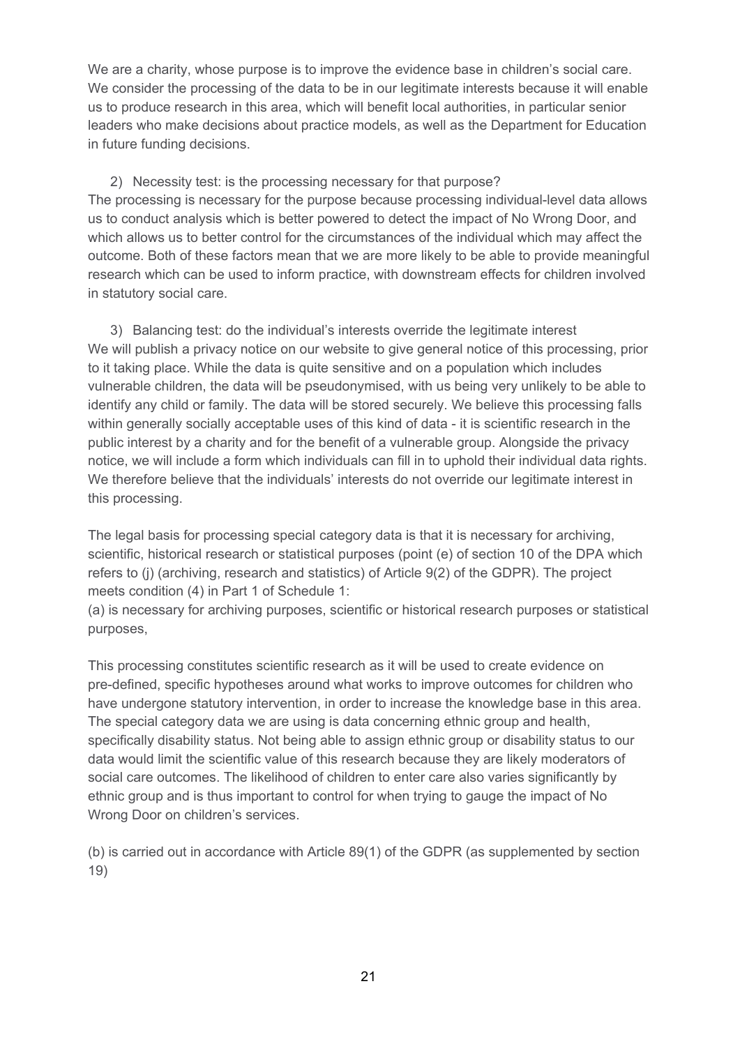We are a charity, whose purpose is to improve the evidence base in children's social care. We consider the processing of the data to be in our legitimate interests because it will enable us to produce research in this area, which will benefit local authorities, in particular senior leaders who make decisions about practice models, as well as the Department for Education in future funding decisions.

2) Necessity test: is the processing necessary for that purpose?

The processing is necessary for the purpose because processing individual-level data allows us to conduct analysis which is better powered to detect the impact of No Wrong Door, and which allows us to better control for the circumstances of the individual which may affect the outcome. Both of these factors mean that we are more likely to be able to provide meaningful research which can be used to inform practice, with downstream effects for children involved in statutory social care.

3) Balancing test: do the individual's interests override the legitimate interest

We will publish a privacy notice on our website to give general notice of this processing, prior to it taking place. While the data is quite sensitive and on a population which includes vulnerable children, the data will be pseudonymised, with us being very unlikely to be able to identify any child or family. The data will be stored securely. We believe this processing falls within generally socially acceptable uses of this kind of data - it is scientific research in the public interest by a charity and for the benefit of a vulnerable group. Alongside the privacy notice, we will include a form which individuals can fill in to uphold their individual data rights. We therefore believe that the individuals' interests do not override our legitimate interest in this processing.

The legal basis for processing special category data is that it is necessary for archiving, scientific, historical research or statistical purposes (point (e) of section 10 of the DPA which refers to (j) (archiving, research and statistics) of Article 9(2) of the GDPR). The project meets condition (4) in Part 1 of Schedule 1:

(a) is necessary for archiving purposes, scientific or historical research purposes or statistical purposes,

This processing constitutes scientific research as it will be used to create evidence on pre-defined, specific hypotheses around what works to improve outcomes for children who have undergone statutory intervention, in order to increase the knowledge base in this area. The special category data we are using is data concerning ethnic group and health, specifically disability status. Not being able to assign ethnic group or disability status to our data would limit the scientific value of this research because they are likely moderators of social care outcomes. The likelihood of children to enter care also varies significantly by ethnic group and is thus important to control for when trying to gauge the impact of No Wrong Door on children's services.

(b) is carried out in accordance with Article 89(1) of the GDPR (as supplemented by section 19)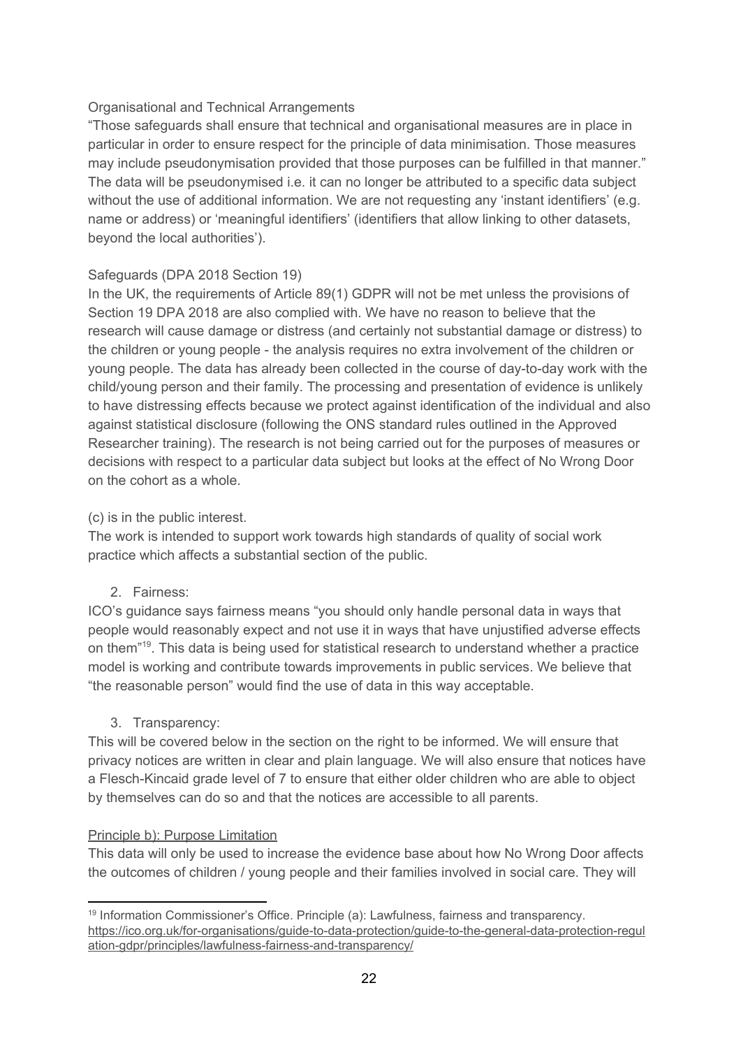Organisational and Technical Arrangements

"Those safeguards shall ensure that technical and organisational measures are in place in particular in order to ensure respect for the principle of data minimisation. Those measures may include pseudonymisation provided that those purposes can be fulfilled in that manner." The data will be pseudonymised i.e. it can no longer be attributed to a specific data subject without the use of additional information. We are not requesting any 'instant identifiers' (e.g. name or address) or 'meaningful identifiers' (identifiers that allow linking to other datasets, beyond the local authorities').

Safeguards (DPA 2018 Section 19)

In the UK, the requirements of Article 89(1) GDPR will not be met unless the provisions of Section 19 DPA 2018 are also complied with. We have no reason to believe that the research will cause damage or distress (and certainly not substantial damage or distress) to the children or young people - the analysis requires no extra involvement of the children or young people. The data has already been collected in the course of day-to-day work with the child/young person and their family. The processing and presentation of evidence is unlikely to have distressing effects because we protect against identification of the individual and also against statistical disclosure (following the ONS standard rules outlined in the Approved Researcher training). The research is not being carried out for the purposes of measures or decisions with respect to a particular data subject but looks at the effect of No Wrong Door on the cohort as a whole.

(c) is in the public interest.

The work is intended to support work towards high standards of quality of social work practice which affects a substantial section of the public.

2. Fairness:

ICO's guidance says fairness means "you should only handle personal data in ways that people would reasonably expect and not use it in ways that have unjustified adverse effects on them"[19]. This data is being used for statistical research to understand whether a practice model is working and contribute towards improvements in public services. We believe that "the reasonable person" would find the use of data in this way acceptable.

3. Transparency:

This will be covered below in the section on the right to be informed. We will ensure that privacy notices are written in clear and plain language. We will also ensure that notices have a Flesch-Kincaid grade level of 7 to ensure that either older children who are able to object by themselves can do so and that the notices are accessible to all parents.

Principle b): Purpose Limitation

This data will only be used to increase the evidence base about how No Wrong Door affects the outcomes of children / young people and their families involved in social care. They will

[19] Information Commissioner's Office. Principle (a): Lawfulness, fairness and transparency. https://ico.org.uk/for-organisations/guide-to-data-protection/guide-to-the-general-data-protection-regulation-gdpr/principles/lawfulness-fairness-and-transparency/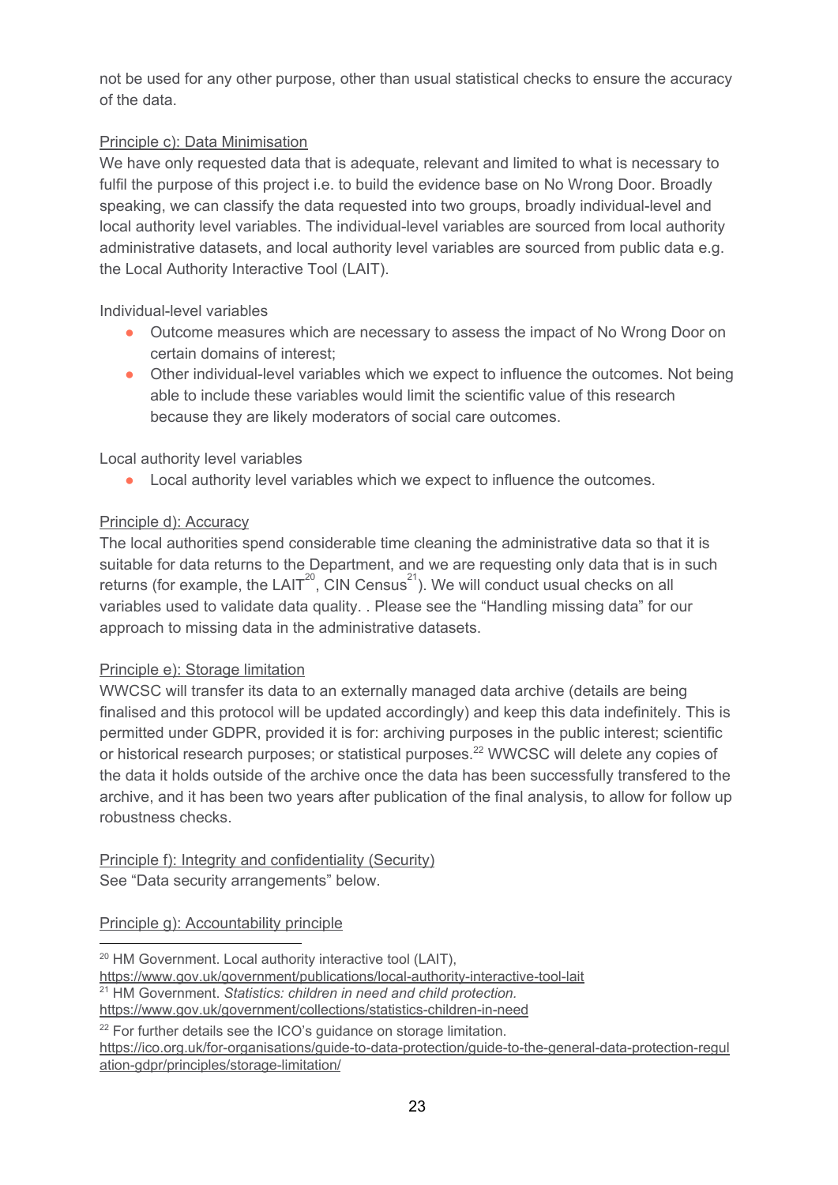not be used for any other purpose, other than usual statistical checks to ensure the accuracy of the data.

Principle c): Data Minimisation

We have only requested data that is adequate, relevant and limited to what is necessary to fulfil the purpose of this project i.e. to build the evidence base on No Wrong Door. Broadly speaking, we can classify the data requested into two groups, broadly individual-level and local authority level variables. The individual-level variables are sourced from local authority administrative datasets, and local authority level variables are sourced from public data e.g. the Local Authority Interactive Tool (LAIT).

Individual-level variables

- Outcome measures which are necessary to assess the impact of No Wrong Door on certain domains of interest;
- Other individual-level variables which we expect to influence the outcomes. Not being able to include these variables would limit the scientific value of this research because they are likely moderators of social care outcomes.

Local authority level variables

- Local authority level variables which we expect to influence the outcomes.

Principle d): Accuracy

The local authorities spend considerable time cleaning the administrative data so that it is suitable for data returns to the Department, and we are requesting only data that is in such returns (for example, the LAIT[20], CIN Census[21]). We will conduct usual checks on all variables used to validate data quality. . Please see the "Handling missing data" for our approach to missing data in the administrative datasets.

Principle e): Storage limitation

WWCSC will transfer its data to an externally managed data archive (details are being finalised and this protocol will be updated accordingly) and keep this data indefinitely. This is permitted under GDPR, provided it is for: archiving purposes in the public interest; scientific or historical research purposes; or statistical purposes.[22] WWCSC will delete any copies of the data it holds outside of the archive once the data has been successfully transfered to the archive, and it has been two years after publication of the final analysis, to allow for follow up robustness checks.

Principle f): Integrity and confidentiality (Security)

See "Data security arrangements" below.

Principle g): Accountability principle

---

[20] HM Government. Local authority interactive tool (LAIT), https://www.gov.uk/government/publications/local-authority-interactive-tool-lait

[21] HM Government. *Statistics: children in need and child protection.* https://www.gov.uk/government/collections/statistics-children-in-need

[22] For further details see the ICO's guidance on storage limitation. https://ico.org.uk/for-organisations/guide-to-data-protection/guide-to-the-general-data-protection-regulation-gdpr/principles/storage-limitation/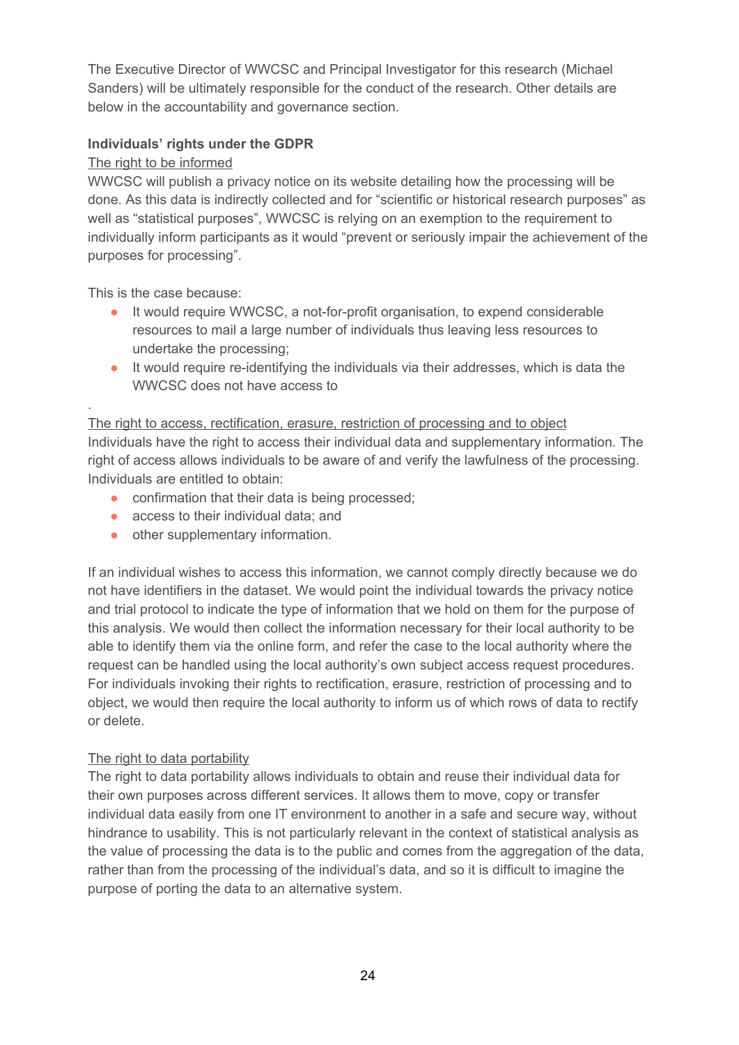The Executive Director of WWCSC and Principal Investigator for this research (Michael Sanders) will be ultimately responsible for the conduct of the research. Other details are below in the accountability and governance section.

**Individuals' rights under the GDPR**

The right to be informed

WWCSC will publish a privacy notice on its website detailing how the processing will be done. As this data is indirectly collected and for "scientific or historical research purposes" as well as "statistical purposes", WWCSC is relying on an exemption to the requirement to individually inform participants as it would "prevent or seriously impair the achievement of the purposes for processing".

This is the case because:

- It would require WWCSC, a not-for-profit organisation, to expend considerable resources to mail a large number of individuals thus leaving less resources to undertake the processing;
- It would require re-identifying the individuals via their addresses, which is data the WWCSC does not have access to

.

The right to access, rectification, erasure, restriction of processing and to object

Individuals have the right to access their individual data and supplementary information. The right of access allows individuals to be aware of and verify the lawfulness of the processing. Individuals are entitled to obtain:

- confirmation that their data is being processed;
- access to their individual data; and
- other supplementary information.

If an individual wishes to access this information, we cannot comply directly because we do not have identifiers in the dataset. We would point the individual towards the privacy notice and trial protocol to indicate the type of information that we hold on them for the purpose of this analysis. We would then collect the information necessary for their local authority to be able to identify them via the online form, and refer the case to the local authority where the request can be handled using the local authority's own subject access request procedures. For individuals invoking their rights to rectification, erasure, restriction of processing and to object, we would then require the local authority to inform us of which rows of data to rectify or delete.

The right to data portability

The right to data portability allows individuals to obtain and reuse their individual data for their own purposes across different services. It allows them to move, copy or transfer individual data easily from one IT environment to another in a safe and secure way, without hindrance to usability. This is not particularly relevant in the context of statistical analysis as the value of processing the data is to the public and comes from the aggregation of the data, rather than from the processing of the individual's data, and so it is difficult to imagine the purpose of porting the data to an alternative system.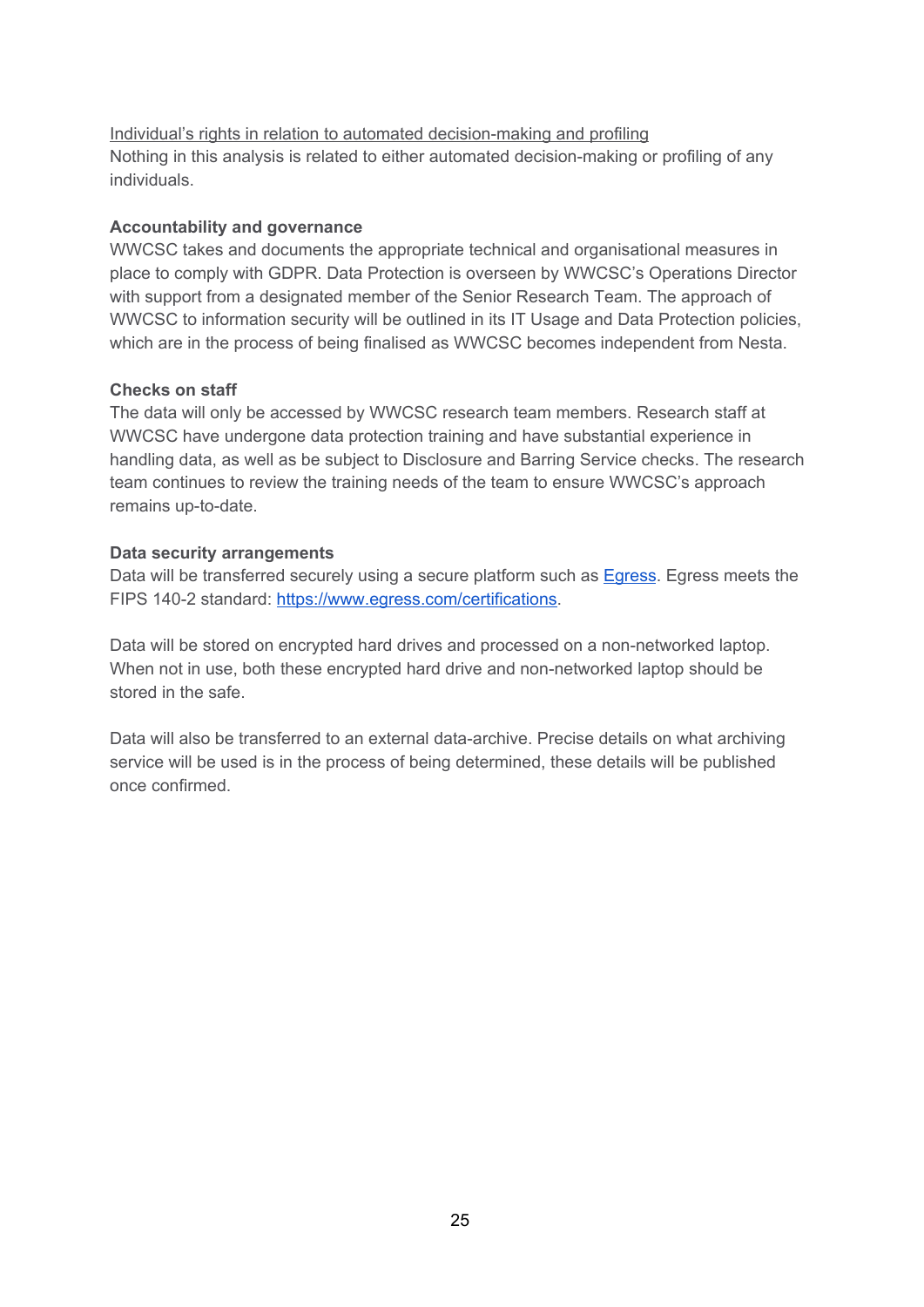Individual's rights in relation to automated decision-making and profiling

Nothing in this analysis is related to either automated decision-making or profiling of any individuals.

**Accountability and governance**

WWCSC takes and documents the appropriate technical and organisational measures in place to comply with GDPR. Data Protection is overseen by WWCSC's Operations Director with support from a designated member of the Senior Research Team. The approach of WWCSC to information security will be outlined in its IT Usage and Data Protection policies, which are in the process of being finalised as WWCSC becomes independent from Nesta.

**Checks on staff**

The data will only be accessed by WWCSC research team members. Research staff at WWCSC have undergone data protection training and have substantial experience in handling data, as well as be subject to Disclosure and Barring Service checks. The research team continues to review the training needs of the team to ensure WWCSC's approach remains up-to-date.

**Data security arrangements**

Data will be transferred securely using a secure platform such as [Egress](). Egress meets the FIPS 140-2 standard: [https://www.egress.com/certifications](https://www.egress.com/certifications).

Data will be stored on encrypted hard drives and processed on a non-networked laptop. When not in use, both these encrypted hard drive and non-networked laptop should be stored in the safe.

Data will also be transferred to an external data-archive. Precise details on what archiving service will be used is in the process of being determined, these details will be published once confirmed.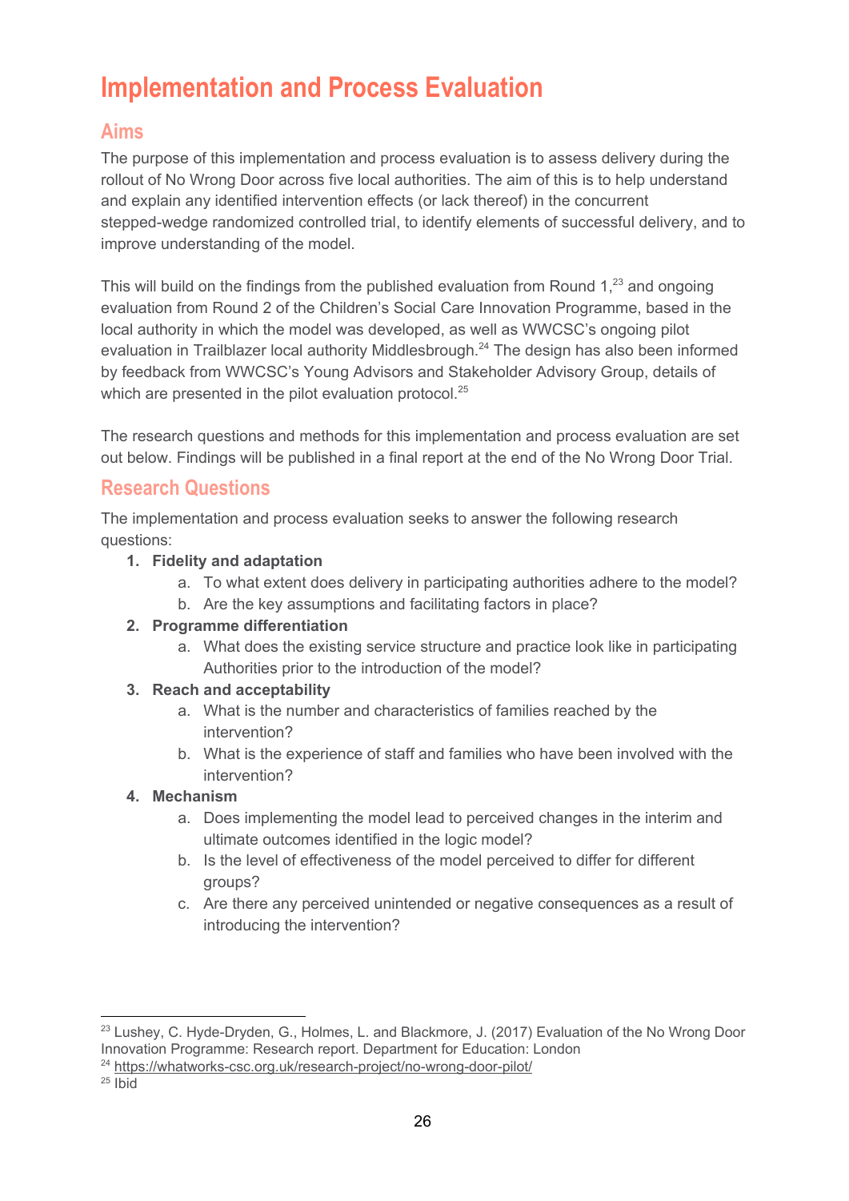# Implementation and Process Evaluation

## Aims

The purpose of this implementation and process evaluation is to assess delivery during the rollout of No Wrong Door across five local authorities. The aim of this is to help understand and explain any identified intervention effects (or lack thereof) in the concurrent stepped-wedge randomized controlled trial, to identify elements of successful delivery, and to improve understanding of the model.

This will build on the findings from the published evaluation from Round 1,[23] and ongoing evaluation from Round 2 of the Children's Social Care Innovation Programme, based in the local authority in which the model was developed, as well as WWCSC's ongoing pilot evaluation in Trailblazer local authority Middlesbrough.[24] The design has also been informed by feedback from WWCSC's Young Advisors and Stakeholder Advisory Group, details of which are presented in the pilot evaluation protocol.[25]

The research questions and methods for this implementation and process evaluation are set out below. Findings will be published in a final report at the end of the No Wrong Door Trial.

## Research Questions

The implementation and process evaluation seeks to answer the following research questions:

1. **Fidelity and adaptation**
    a. To what extent does delivery in participating authorities adhere to the model?
    b. Are the key assumptions and facilitating factors in place?
2. **Programme differentiation**
    a. What does the existing service structure and practice look like in participating Authorities prior to the introduction of the model?
3. **Reach and acceptability**
    a. What is the number and characteristics of families reached by the intervention?
    b. What is the experience of staff and families who have been involved with the intervention?
4. **Mechanism**
    a. Does implementing the model lead to perceived changes in the interim and ultimate outcomes identified in the logic model?
    b. Is the level of effectiveness of the model perceived to differ for different groups?
    c. Are there any perceived unintended or negative consequences as a result of introducing the intervention?

---

[23] Lushey, C. Hyde-Dryden, G., Holmes, L. and Blackmore, J. (2017) Evaluation of the No Wrong Door Innovation Programme: Research report. Department for Education: London

[24] https://whatworks-csc.org.uk/research-project/no-wrong-door-pilot/

[25] Ibid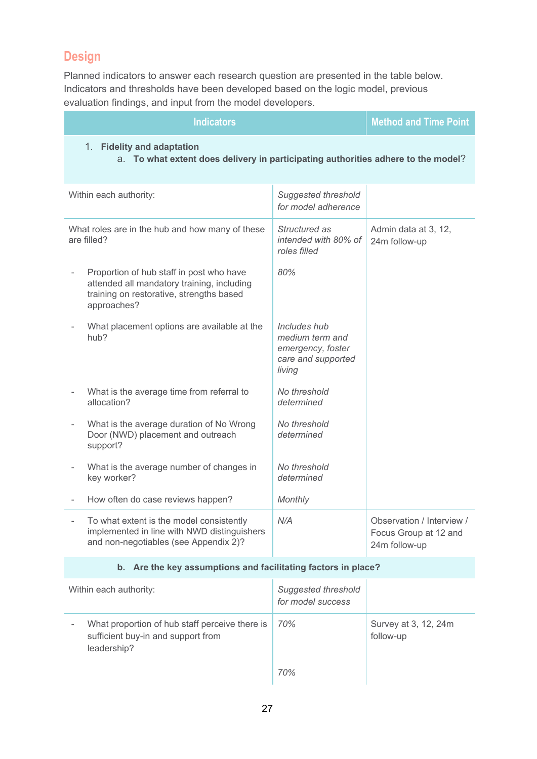## Design

Planned indicators to answer each research question are presented in the table below. Indicators and thresholds have been developed based on the logic model, previous evaluation findings, and input from the model developers.

| Indicators | | Method and Time Point |
|---|---|---|
| 1. **Fidelity and adaptation**<br>a. **To what extent does delivery in participating authorities adhere to the model**? | | |
| Within each authority: | *Suggested threshold for model adherence* | |
| What roles are in the hub and how many of these are filled? | *Structured as intended with 80% of roles filled* | Admin data at 3, 12, 24m follow-up |
| - Proportion of hub staff in post who have attended all mandatory training, including training on restorative, strengths based approaches? | *80%* | |
| - What placement options are available at the hub? | *Includes hub medium term and emergency, foster care and supported living* | |
| - What is the average time from referral to allocation? | *No threshold determined* | |
| - What is the average duration of No Wrong Door (NWD) placement and outreach support? | *No threshold determined* | |
| - What is the average number of changes in key worker? | *No threshold determined* | |
| - How often do case reviews happen? | *Monthly* | |
| - To what extent is the model consistently implemented in line with NWD distinguishers and non-negotiables (see Appendix 2)? | *N/A* | Observation / Interview / Focus Group at 12 and 24m follow-up |
| b. **Are the key assumptions and facilitating factors in place?** | | |
| Within each authority: | *Suggested threshold for model success* | |
| - What proportion of hub staff perceive there is sufficient buy-in and support from leadership? | *70%* | Survey at 3, 12, 24m follow-up |
| | *70%* | |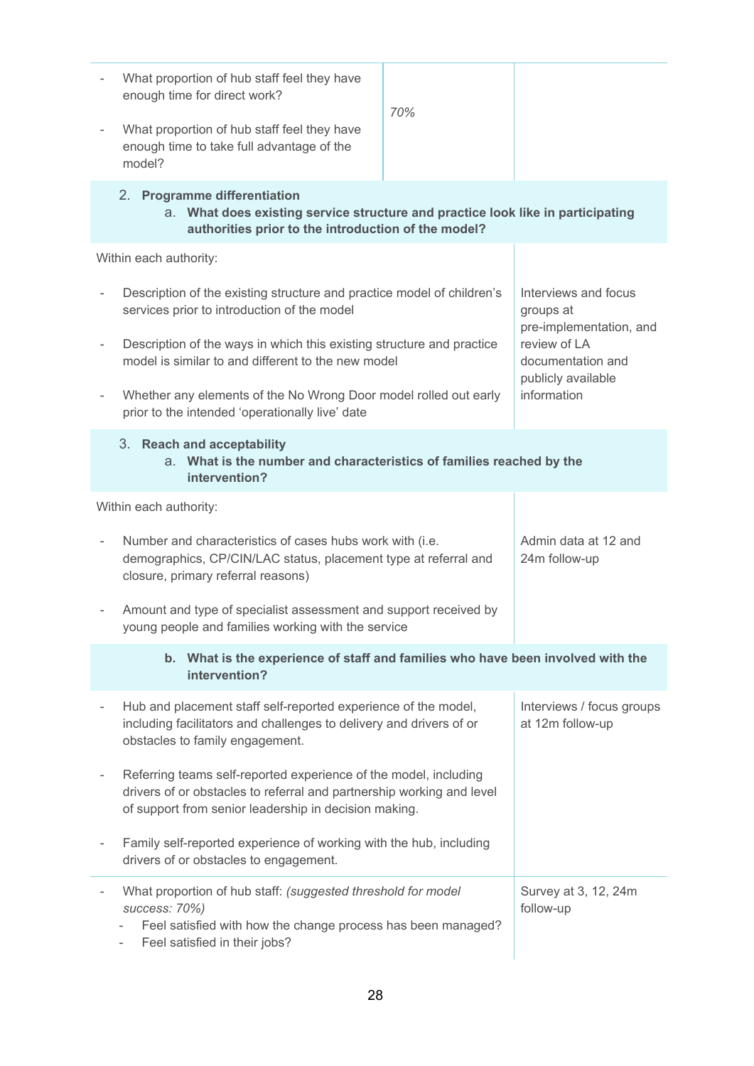| | | |
|---|---|---|
| - What proportion of hub staff feel they have enough time for direct work?<br><br>- What proportion of hub staff feel they have enough time to take full advantage of the model? | *70%* | |
| **2. Programme differentiation**<br>**a. What does existing service structure and practice look like in participating authorities prior to the introduction of the model?** | | |
| Within each authority:<br><br>- Description of the existing structure and practice model of children's services prior to introduction of the model<br><br>- Description of the ways in which this existing structure and practice model is similar to and different to the new model<br><br>- Whether any elements of the No Wrong Door model rolled out early prior to the intended 'operationally live' date | | Interviews and focus groups at pre-implementation, and review of LA documentation and publicly available information |
| **3. Reach and acceptability**<br>**a. What is the number and characteristics of families reached by the intervention?** | | |
| Within each authority:<br><br>- Number and characteristics of cases hubs work with (i.e. demographics, CP/CIN/LAC status, placement type at referral and closure, primary referral reasons)<br><br>- Amount and type of specialist assessment and support received by young people and families working with the service | | Admin data at 12 and 24m follow-up |
| **b. What is the experience of staff and families who have been involved with the intervention?** | | |
| - Hub and placement staff self-reported experience of the model, including facilitators and challenges to delivery and drivers of or obstacles to family engagement.<br><br>- Referring teams self-reported experience of the model, including drivers of or obstacles to referral and partnership working and level of support from senior leadership in decision making.<br><br>- Family self-reported experience of working with the hub, including drivers of or obstacles to engagement. | | Interviews / focus groups at 12m follow-up |
| - What proportion of hub staff: *(suggested threshold for model success: 70%)*<br>  - Feel satisfied with how the change process has been managed?<br>  - Feel satisfied in their jobs? | | Survey at 3, 12, 24m follow-up |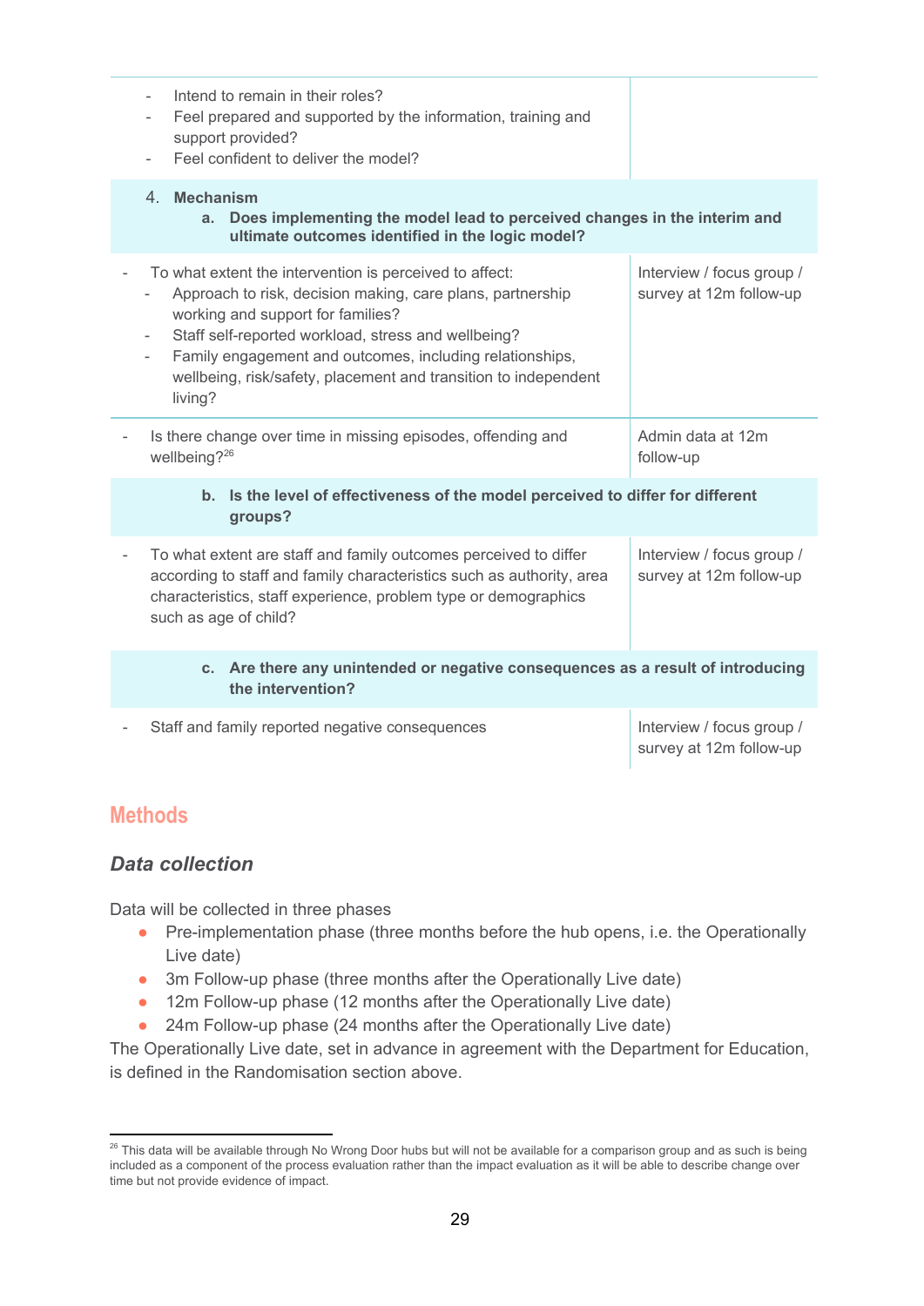| | |
|---|---|
| - Intend to remain in their roles?<br>- Feel prepared and supported by the information, training and support provided?<br>- Feel confident to deliver the model? | |
| **4. Mechanism**<br>**a. Does implementing the model lead to perceived changes in the interim and ultimate outcomes identified in the logic model?** | |
| - To what extent the intervention is perceived to affect:<br>- Approach to risk, decision making, care plans, partnership working and support for families?<br>- Staff self-reported workload, stress and wellbeing?<br>- Family engagement and outcomes, including relationships, wellbeing, risk/safety, placement and transition to independent living? | Interview / focus group / survey at 12m follow-up |
| - Is there change over time in missing episodes, offending and wellbeing?[26] | Admin data at 12m follow-up |
| **b. Is the level of effectiveness of the model perceived to differ for different groups?** | |
| - To what extent are staff and family outcomes perceived to differ according to staff and family characteristics such as authority, area characteristics, staff experience, problem type or demographics such as age of child? | Interview / focus group / survey at 12m follow-up |
| **c. Are there any unintended or negative consequences as a result of introducing the intervention?** | |
| - Staff and family reported negative consequences | Interview / focus group / survey at 12m follow-up |

## Methods

### *Data collection*

Data will be collected in three phases

- Pre-implementation phase (three months before the hub opens, i.e. the Operationally Live date)
- 3m Follow-up phase (three months after the Operationally Live date)
- 12m Follow-up phase (12 months after the Operationally Live date)
- 24m Follow-up phase (24 months after the Operationally Live date)

The Operationally Live date, set in advance in agreement with the Department for Education, is defined in the Randomisation section above.

[26] This data will be available through No Wrong Door hubs but will not be available for a comparison group and as such is being included as a component of the process evaluation rather than the impact evaluation as it will be able to describe change over time but not provide evidence of impact.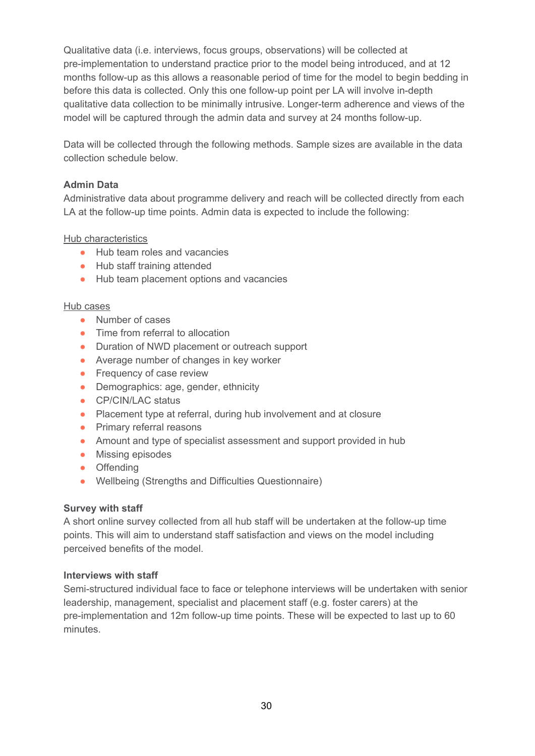Qualitative data (i.e. interviews, focus groups, observations) will be collected at pre-implementation to understand practice prior to the model being introduced, and at 12 months follow-up as this allows a reasonable period of time for the model to begin bedding in before this data is collected. Only this one follow-up point per LA will involve in-depth qualitative data collection to be minimally intrusive. Longer-term adherence and views of the model will be captured through the admin data and survey at 24 months follow-up.

Data will be collected through the following methods. Sample sizes are available in the data collection schedule below.

**Admin Data**

Administrative data about programme delivery and reach will be collected directly from each LA at the follow-up time points. Admin data is expected to include the following:

<u>Hub characteristics</u>

- Hub team roles and vacancies
- Hub staff training attended
- Hub team placement options and vacancies

<u>Hub cases</u>

- Number of cases
- Time from referral to allocation
- Duration of NWD placement or outreach support
- Average number of changes in key worker
- Frequency of case review
- Demographics: age, gender, ethnicity
- CP/CIN/LAC status
- Placement type at referral, during hub involvement and at closure
- Primary referral reasons
- Amount and type of specialist assessment and support provided in hub
- Missing episodes
- Offending
- Wellbeing (Strengths and Difficulties Questionnaire)

**Survey with staff**

A short online survey collected from all hub staff will be undertaken at the follow-up time points. This will aim to understand staff satisfaction and views on the model including perceived benefits of the model.

**Interviews with staff**

Semi-structured individual face to face or telephone interviews will be undertaken with senior leadership, management, specialist and placement staff (e.g. foster carers) at the pre-implementation and 12m follow-up time points. These will be expected to last up to 60 minutes.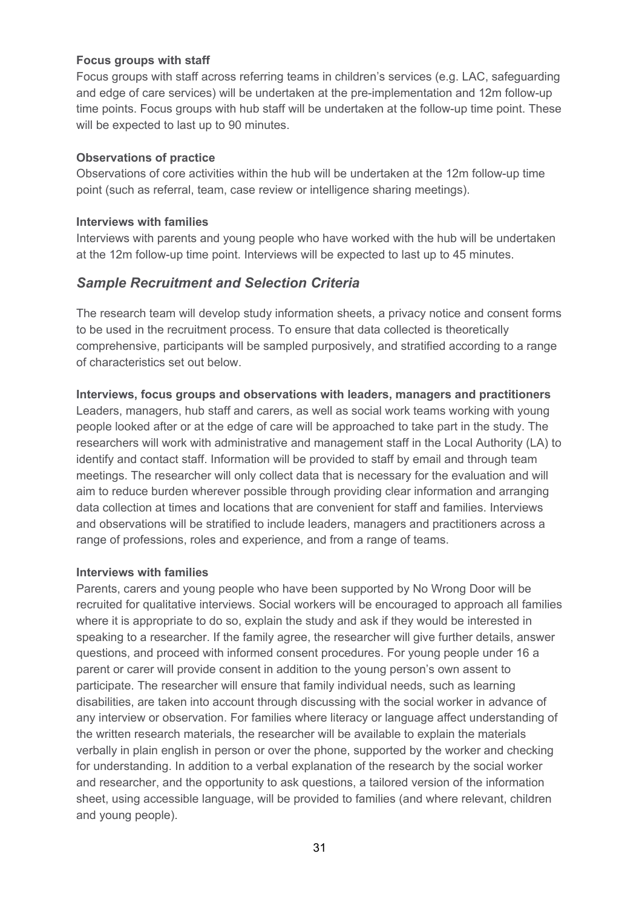**Focus groups with staff**

Focus groups with staff across referring teams in children's services (e.g. LAC, safeguarding and edge of care services) will be undertaken at the pre-implementation and 12m follow-up time points. Focus groups with hub staff will be undertaken at the follow-up time point. These will be expected to last up to 90 minutes.

**Observations of practice**

Observations of core activities within the hub will be undertaken at the 12m follow-up time point (such as referral, team, case review or intelligence sharing meetings).

**Interviews with families**

Interviews with parents and young people who have worked with the hub will be undertaken at the 12m follow-up time point. Interviews will be expected to last up to 45 minutes.

## *Sample Recruitment and Selection Criteria*

The research team will develop study information sheets, a privacy notice and consent forms to be used in the recruitment process. To ensure that data collected is theoretically comprehensive, participants will be sampled purposively, and stratified according to a range of characteristics set out below.

**Interviews, focus groups and observations with leaders, managers and practitioners**

Leaders, managers, hub staff and carers, as well as social work teams working with young people looked after or at the edge of care will be approached to take part in the study. The researchers will work with administrative and management staff in the Local Authority (LA) to identify and contact staff. Information will be provided to staff by email and through team meetings. The researcher will only collect data that is necessary for the evaluation and will aim to reduce burden wherever possible through providing clear information and arranging data collection at times and locations that are convenient for staff and families. Interviews and observations will be stratified to include leaders, managers and practitioners across a range of professions, roles and experience, and from a range of teams.

**Interviews with families**

Parents, carers and young people who have been supported by No Wrong Door will be recruited for qualitative interviews. Social workers will be encouraged to approach all families where it is appropriate to do so, explain the study and ask if they would be interested in speaking to a researcher. If the family agree, the researcher will give further details, answer questions, and proceed with informed consent procedures. For young people under 16 a parent or carer will provide consent in addition to the young person's own assent to participate. The researcher will ensure that family individual needs, such as learning disabilities, are taken into account through discussing with the social worker in advance of any interview or observation. For families where literacy or language affect understanding of the written research materials, the researcher will be available to explain the materials verbally in plain english in person or over the phone, supported by the worker and checking for understanding. In addition to a verbal explanation of the research by the social worker and researcher, and the opportunity to ask questions, a tailored version of the information sheet, using accessible language, will be provided to families (and where relevant, children and young people).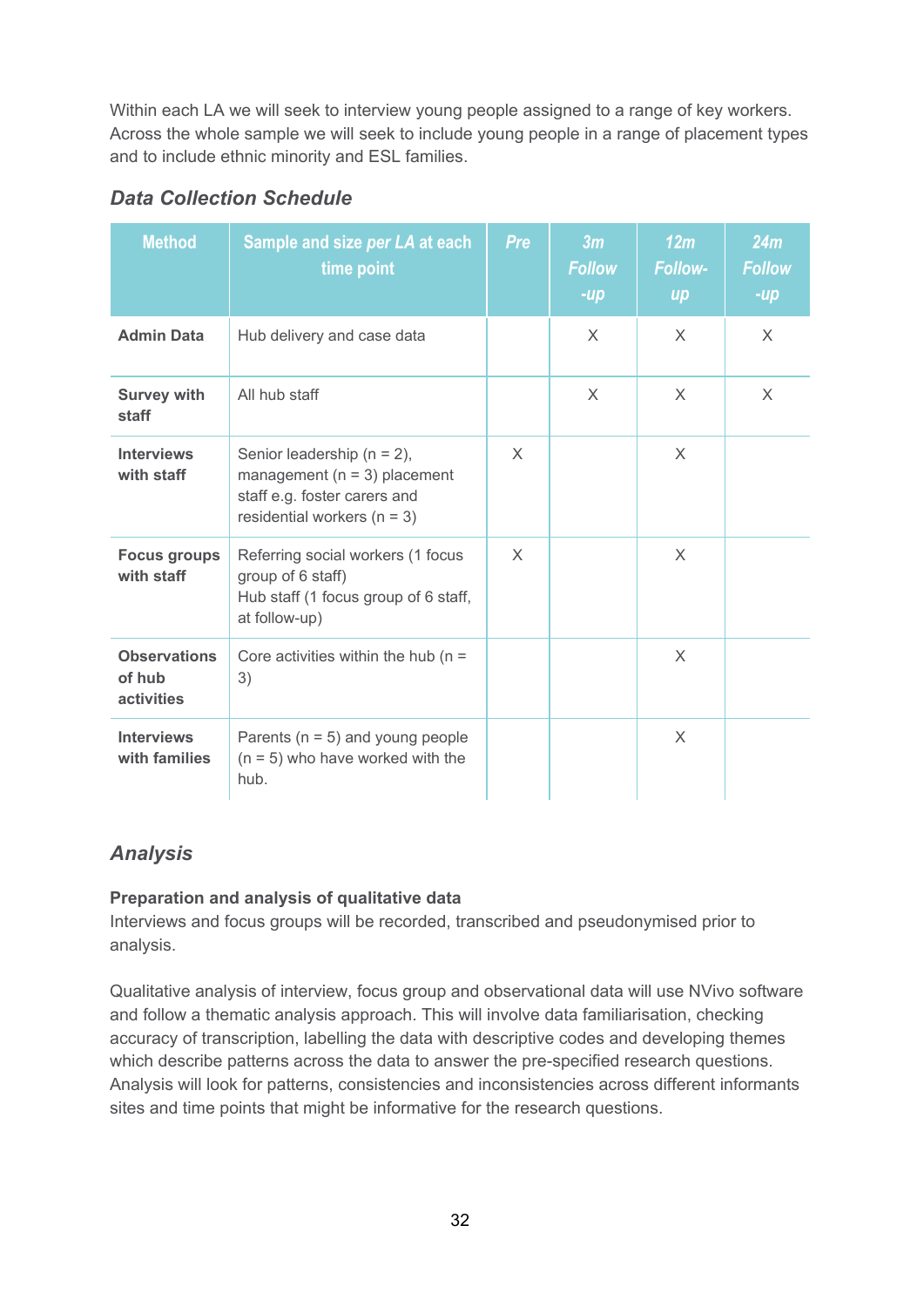Within each LA we will seek to interview young people assigned to a range of key workers. Across the whole sample we will seek to include young people in a range of placement types and to include ethnic minority and ESL families.

### *Data Collection Schedule*

| Method | Sample and size *per LA* at each time point | *Pre* | *3m Follow-up* | *12m Follow-up* | *24m Follow-up* |
|---|---|---|---|---|---|
| **Admin Data** | Hub delivery and case data | | X | X | X |
| **Survey with staff** | All hub staff | | X | X | X |
| **Interviews with staff** | Senior leadership (n = 2), management (n = 3) placement staff e.g. foster carers and residential workers (n = 3) | X | | X | |
| **Focus groups with staff** | Referring social workers (1 focus group of 6 staff)<br>Hub staff (1 focus group of 6 staff, at follow-up) | X | | X | |
| **Observations of hub activities** | Core activities within the hub (n = 3) | | | X | |
| **Interviews with families** | Parents (n = 5) and young people (n = 5) who have worked with the hub. | | | X | |

## *Analysis*

**Preparation and analysis of qualitative data**

Interviews and focus groups will be recorded, transcribed and pseudonymised prior to analysis.

Qualitative analysis of interview, focus group and observational data will use NVivo software and follow a thematic analysis approach. This will involve data familiarisation, checking accuracy of transcription, labelling the data with descriptive codes and developing themes which describe patterns across the data to answer the pre-specified research questions. Analysis will look for patterns, consistencies and inconsistencies across different informants sites and time points that might be informative for the research questions.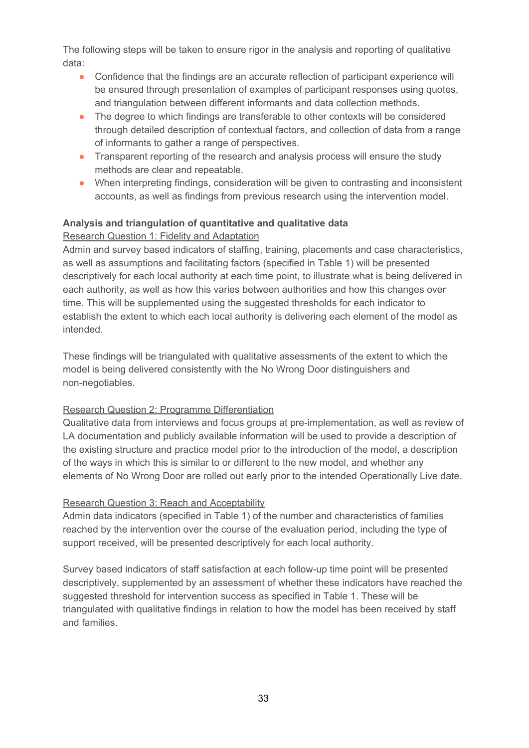The following steps will be taken to ensure rigor in the analysis and reporting of qualitative data:

- Confidence that the findings are an accurate reflection of participant experience will be ensured through presentation of examples of participant responses using quotes, and triangulation between different informants and data collection methods.
- The degree to which findings are transferable to other contexts will be considered through detailed description of contextual factors, and collection of data from a range of informants to gather a range of perspectives.
- Transparent reporting of the research and analysis process will ensure the study methods are clear and repeatable.
- When interpreting findings, consideration will be given to contrasting and inconsistent accounts, as well as findings from previous research using the intervention model.

**Analysis and triangulation of quantitative and qualitative data**

Research Question 1: Fidelity and Adaptation

Admin and survey based indicators of staffing, training, placements and case characteristics, as well as assumptions and facilitating factors (specified in Table 1) will be presented descriptively for each local authority at each time point, to illustrate what is being delivered in each authority, as well as how this varies between authorities and how this changes over time. This will be supplemented using the suggested thresholds for each indicator to establish the extent to which each local authority is delivering each element of the model as intended.

These findings will be triangulated with qualitative assessments of the extent to which the model is being delivered consistently with the No Wrong Door distinguishers and non-negotiables.

Research Question 2: Programme Differentiation

Qualitative data from interviews and focus groups at pre-implementation, as well as review of LA documentation and publicly available information will be used to provide a description of the existing structure and practice model prior to the introduction of the model, a description of the ways in which this is similar to or different to the new model, and whether any elements of No Wrong Door are rolled out early prior to the intended Operationally Live date.

Research Question 3: Reach and Acceptability

Admin data indicators (specified in Table 1) of the number and characteristics of families reached by the intervention over the course of the evaluation period, including the type of support received, will be presented descriptively for each local authority.

Survey based indicators of staff satisfaction at each follow-up time point will be presented descriptively, supplemented by an assessment of whether these indicators have reached the suggested threshold for intervention success as specified in Table 1. These will be triangulated with qualitative findings in relation to how the model has been received by staff and families.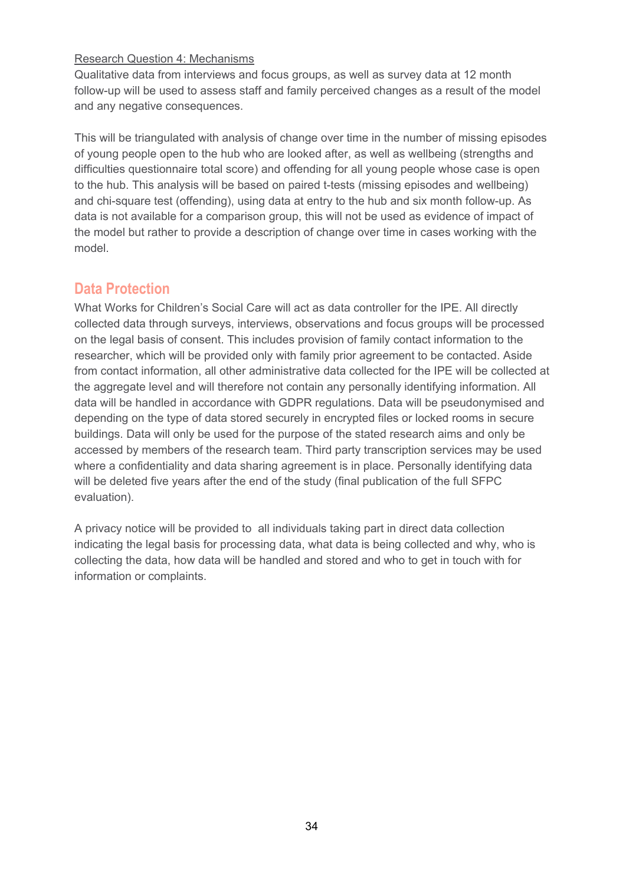Research Question 4: Mechanisms

Qualitative data from interviews and focus groups, as well as survey data at 12 month follow-up will be used to assess staff and family perceived changes as a result of the model and any negative consequences.

This will be triangulated with analysis of change over time in the number of missing episodes of young people open to the hub who are looked after, as well as wellbeing (strengths and difficulties questionnaire total score) and offending for all young people whose case is open to the hub. This analysis will be based on paired t-tests (missing episodes and wellbeing) and chi-square test (offending), using data at entry to the hub and six month follow-up. As data is not available for a comparison group, this will not be used as evidence of impact of the model but rather to provide a description of change over time in cases working with the model.

## Data Protection

What Works for Children's Social Care will act as data controller for the IPE. All directly collected data through surveys, interviews, observations and focus groups will be processed on the legal basis of consent. This includes provision of family contact information to the researcher, which will be provided only with family prior agreement to be contacted. Aside from contact information, all other administrative data collected for the IPE will be collected at the aggregate level and will therefore not contain any personally identifying information. All data will be handled in accordance with GDPR regulations. Data will be pseudonymised and depending on the type of data stored securely in encrypted files or locked rooms in secure buildings. Data will only be used for the purpose of the stated research aims and only be accessed by members of the research team. Third party transcription services may be used where a confidentiality and data sharing agreement is in place. Personally identifying data will be deleted five years after the end of the study (final publication of the full SFPC evaluation).

A privacy notice will be provided to all individuals taking part in direct data collection indicating the legal basis for processing data, what data is being collected and why, who is collecting the data, how data will be handled and stored and who to get in touch with for information or complaints.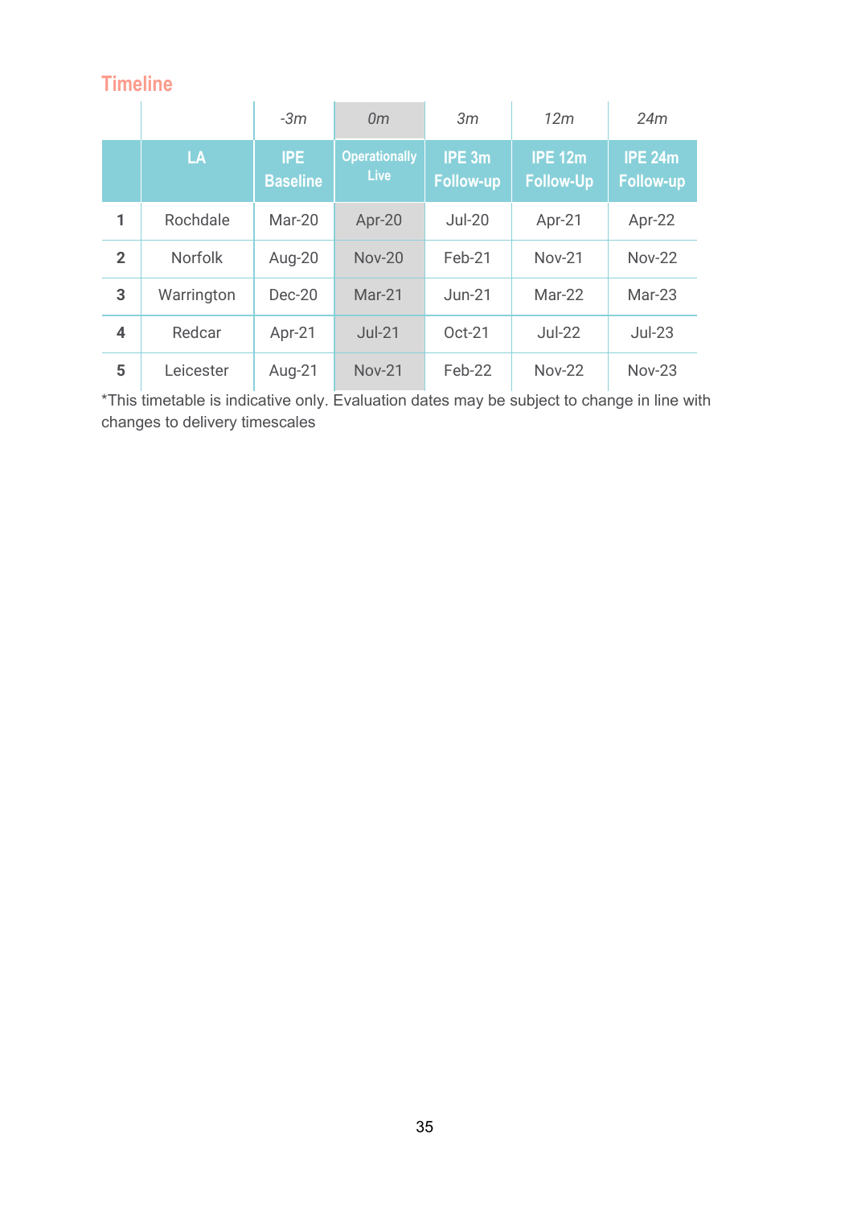## Timeline

| | | -3m | 0m | 3m | 12m | 24m |
|---|---|---|---|---|---|---|
| | LA | IPE Baseline | Operationally Live | IPE 3m Follow-up | IPE 12m Follow-Up | IPE 24m Follow-up |
| 1 | Rochdale | Mar-20 | Apr-20 | Jul-20 | Apr-21 | Apr-22 |
| 2 | Norfolk | Aug-20 | Nov-20 | Feb-21 | Nov-21 | Nov-22 |
| 3 | Warrington | Dec-20 | Mar-21 | Jun-21 | Mar-22 | Mar-23 |
| 4 | Redcar | Apr-21 | Jul-21 | Oct-21 | Jul-22 | Jul-23 |
| 5 | Leicester | Aug-21 | Nov-21 | Feb-22 | Nov-22 | Nov-23 |

*This timetable is indicative only. Evaluation dates may be subject to change in line with changes to delivery timescales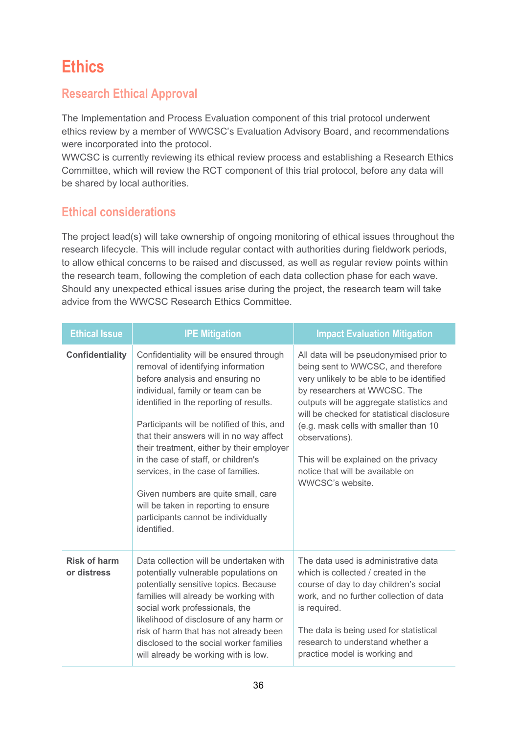# Ethics

## Research Ethical Approval

The Implementation and Process Evaluation component of this trial protocol underwent ethics review by a member of WWCSC's Evaluation Advisory Board, and recommendations were incorporated into the protocol.
WWCSC is currently reviewing its ethical review process and establishing a Research Ethics Committee, which will review the RCT component of this trial protocol, before any data will be shared by local authorities.

## Ethical considerations

The project lead(s) will take ownership of ongoing monitoring of ethical issues throughout the research lifecycle. This will include regular contact with authorities during fieldwork periods, to allow ethical concerns to be raised and discussed, as well as regular review points within the research team, following the completion of each data collection phase for each wave. Should any unexpected ethical issues arise during the project, the research team will take advice from the WWCSC Research Ethics Committee.

| Ethical Issue | IPE Mitigation | Impact Evaluation Mitigation |
|---|---|---|
| **Confidentiality** | Confidentiality will be ensured through removal of identifying information before analysis and ensuring no individual, family or team can be identified in the reporting of results.<br><br>Participants will be notified of this, and that their answers will in no way affect their treatment, either by their employer in the case of staff, or children's services, in the case of families.<br><br>Given numbers are quite small, care will be taken in reporting to ensure participants cannot be individually identified. | All data will be pseudonymised prior to being sent to WWCSC, and therefore very unlikely to be able to be identified by researchers at WWCSC. The outputs will be aggregate statistics and will be checked for statistical disclosure (e.g. mask cells with smaller than 10 observations).<br><br>This will be explained on the privacy notice that will be available on WWCSC's website. |
| **Risk of harm or distress** | Data collection will be undertaken with potentially vulnerable populations on potentially sensitive topics. Because families will already be working with social work professionals, the likelihood of disclosure of any harm or risk of harm that has not already been disclosed to the social worker families will already be working with is low. | The data used is administrative data which is collected / created in the course of day to day children's social work, and no further collection of data is required.<br><br>The data is being used for statistical research to understand whether a practice model is working and |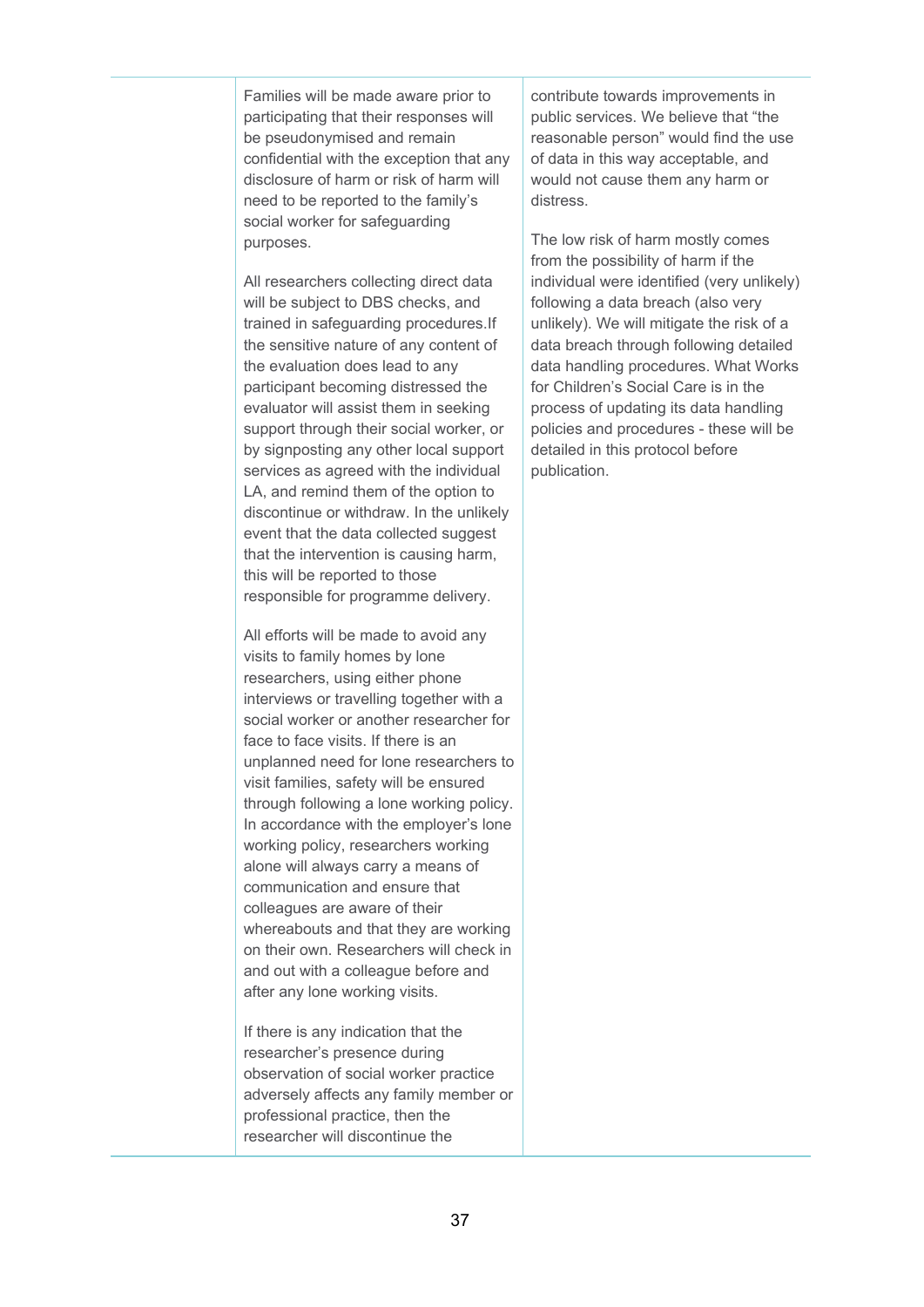| | | |
|---|---|---|
| | Families will be made aware prior to participating that their responses will be pseudonymised and remain confidential with the exception that any disclosure of harm or risk of harm will need to be reported to the family's social worker for safeguarding purposes.<br><br>All researchers collecting direct data will be subject to DBS checks, and trained in safeguarding procedures.If the sensitive nature of any content of the evaluation does lead to any participant becoming distressed the evaluator will assist them in seeking support through their social worker, or by signposting any other local support services as agreed with the individual LA, and remind them of the option to discontinue or withdraw. In the unlikely event that the data collected suggest that the intervention is causing harm, this will be reported to those responsible for programme delivery.<br><br>All efforts will be made to avoid any visits to family homes by lone researchers, using either phone interviews or travelling together with a social worker or another researcher for face to face visits. If there is an unplanned need for lone researchers to visit families, safety will be ensured through following a lone working policy. In accordance with the employer's lone working policy, researchers working alone will always carry a means of communication and ensure that colleagues are aware of their whereabouts and that they are working on their own. Researchers will check in and out with a colleague before and after any lone working visits.<br><br>If there is any indication that the researcher's presence during observation of social worker practice adversely affects any family member or professional practice, then the researcher will discontinue the | contribute towards improvements in public services. We believe that "the reasonable person" would find the use of data in this way acceptable, and would not cause them any harm or distress.<br><br>The low risk of harm mostly comes from the possibility of harm if the individual were identified (very unlikely) following a data breach (also very unlikely). We will mitigate the risk of a data breach through following detailed data handling procedures. What Works for Children's Social Care is in the process of updating its data handling policies and procedures - these will be detailed in this protocol before publication. |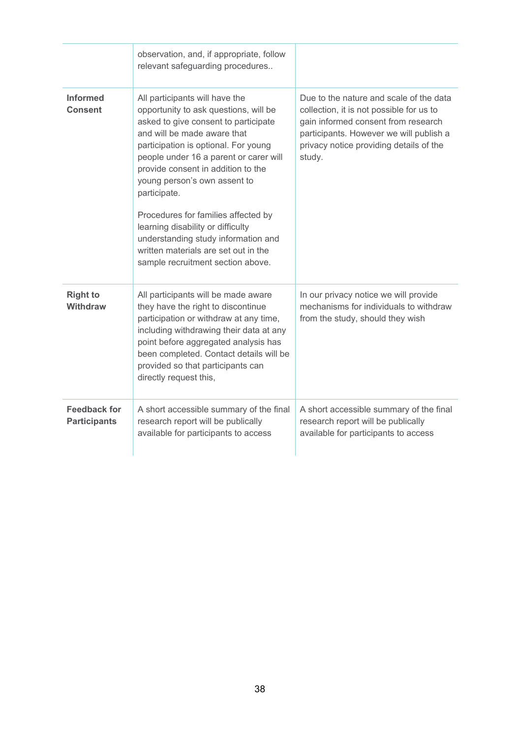| | | |
|---|---|---|
| | observation, and, if appropriate, follow relevant safeguarding procedures.. | |
| **Informed Consent** | All participants will have the opportunity to ask questions, will be asked to give consent to participate and will be made aware that participation is optional. For young people under 16 a parent or carer will provide consent in addition to the young person's own assent to participate.<br><br>Procedures for families affected by learning disability or difficulty understanding study information and written materials are set out in the sample recruitment section above. | Due to the nature and scale of the data collection, it is not possible for us to gain informed consent from research participants. However we will publish a privacy notice providing details of the study. |
| **Right to Withdraw** | All participants will be made aware they have the right to discontinue participation or withdraw at any time, including withdrawing their data at any point before aggregated analysis has been completed. Contact details will be provided so that participants can directly request this, | In our privacy notice we will provide mechanisms for individuals to withdraw from the study, should they wish |
| **Feedback for Participants** | A short accessible summary of the final research report will be publically available for participants to access | A short accessible summary of the final research report will be publically available for participants to access |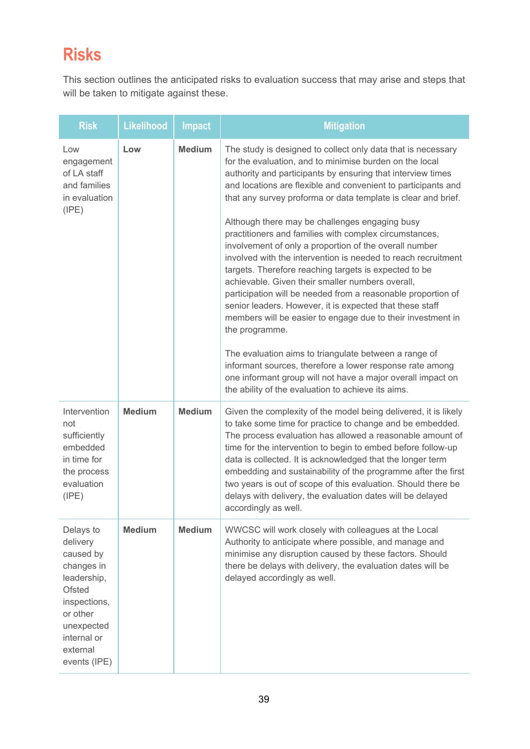# Risks

This section outlines the anticipated risks to evaluation success that may arise and steps that will be taken to mitigate against these.

| Risk | Likelihood | Impact | Mitigation |
|---|---|---|---|
| Low engagement of LA staff and families in evaluation (IPE) | **Low** | **Medium** | The study is designed to collect only data that is necessary for the evaluation, and to minimise burden on the local authority and participants by ensuring that interview times and locations are flexible and convenient to participants and that any survey proforma or data template is clear and brief.<br><br>Although there may be challenges engaging busy practitioners and families with complex circumstances, involvement of only a proportion of the overall number involved with the intervention is needed to reach recruitment targets. Therefore reaching targets is expected to be achievable. Given their smaller numbers overall, participation will be needed from a reasonable proportion of senior leaders. However, it is expected that these staff members will be easier to engage due to their investment in the programme.<br><br>The evaluation aims to triangulate between a range of informant sources, therefore a lower response rate among one informant group will not have a major overall impact on the ability of the evaluation to achieve its aims. |
| Intervention not sufficiently embedded in time for the process evaluation (IPE) | **Medium** | **Medium** | Given the complexity of the model being delivered, it is likely to take some time for practice to change and be embedded. The process evaluation has allowed a reasonable amount of time for the intervention to begin to embed before follow-up data is collected. It is acknowledged that the longer term embedding and sustainability of the programme after the first two years is out of scope of this evaluation. Should there be delays with delivery, the evaluation dates will be delayed accordingly as well. |
| Delays to delivery caused by changes in leadership, Ofsted inspections, or other unexpected internal or external events (IPE) | **Medium** | **Medium** | WWCSC will work closely with colleagues at the Local Authority to anticipate where possible, and manage and minimise any disruption caused by these factors. Should there be delays with delivery, the evaluation dates will be delayed accordingly as well. |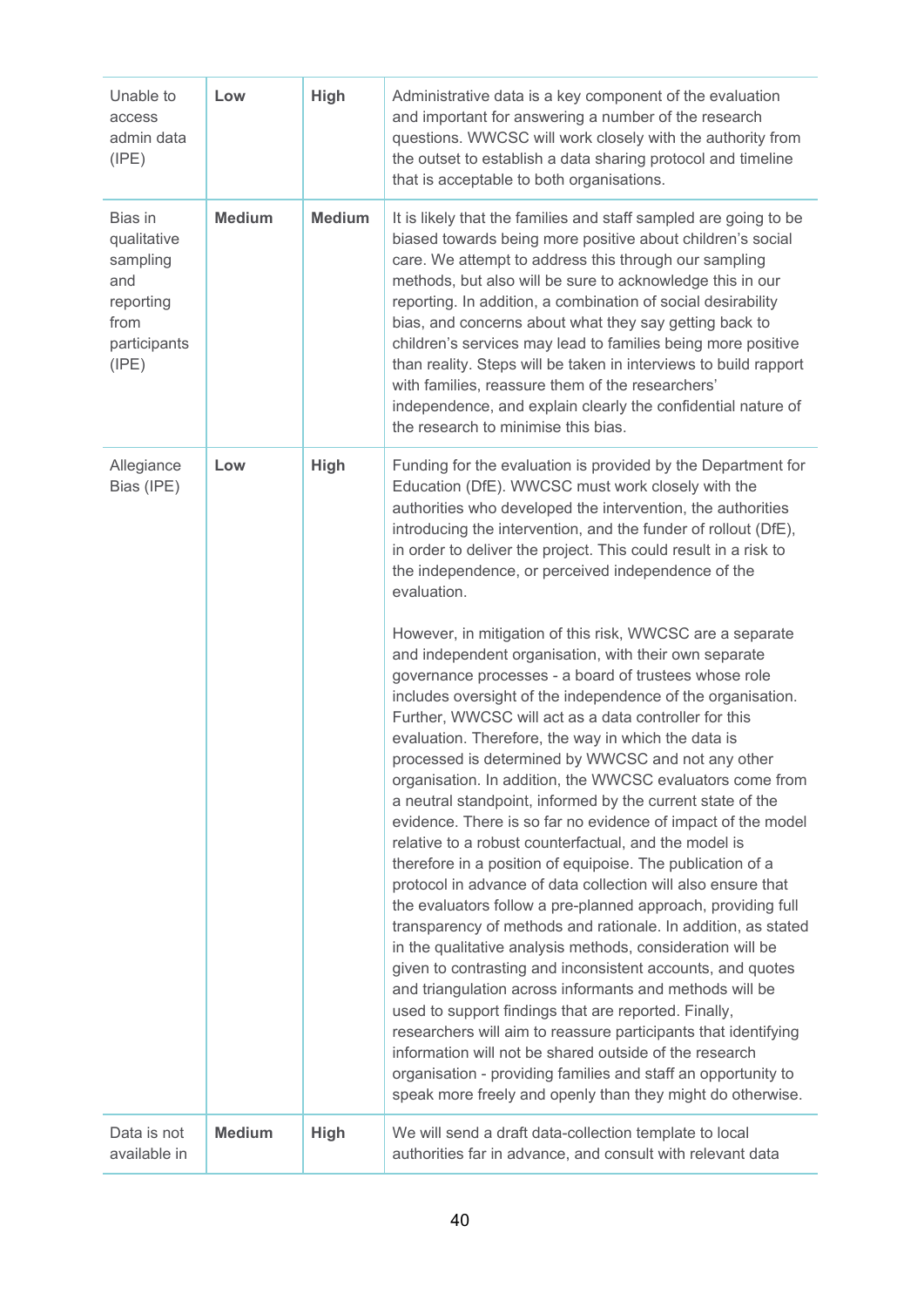| | | | |
|---|---|---|---|
| Unable to access admin data (IPE) | **Low** | **High** | Administrative data is a key component of the evaluation and important for answering a number of the research questions. WWCSC will work closely with the authority from the outset to establish a data sharing protocol and timeline that is acceptable to both organisations. |
| Bias in qualitative sampling and reporting from participants (IPE) | **Medium** | **Medium** | It is likely that the families and staff sampled are going to be biased towards being more positive about children's social care. We attempt to address this through our sampling methods, but also will be sure to acknowledge this in our reporting. In addition, a combination of social desirability bias, and concerns about what they say getting back to children's services may lead to families being more positive than reality. Steps will be taken in interviews to build rapport with families, reassure them of the researchers' independence, and explain clearly the confidential nature of the research to minimise this bias. |
| Allegiance Bias (IPE) | **Low** | **High** | Funding for the evaluation is provided by the Department for Education (DfE). WWCSC must work closely with the authorities who developed the intervention, the authorities introducing the intervention, and the funder of rollout (DfE), in order to deliver the project. This could result in a risk to the independence, or perceived independence of the evaluation.<br><br>However, in mitigation of this risk, WWCSC are a separate and independent organisation, with their own separate governance processes - a board of trustees whose role includes oversight of the independence of the organisation. Further, WWCSC will act as a data controller for this evaluation. Therefore, the way in which the data is processed is determined by WWCSC and not any other organisation. In addition, the WWCSC evaluators come from a neutral standpoint, informed by the current state of the evidence. There is so far no evidence of impact of the model relative to a robust counterfactual, and the model is therefore in a position of equipoise. The publication of a protocol in advance of data collection will also ensure that the evaluators follow a pre-planned approach, providing full transparency of methods and rationale. In addition, as stated in the qualitative analysis methods, consideration will be given to contrasting and inconsistent accounts, and quotes and triangulation across informants and methods will be used to support findings that are reported. Finally, researchers will aim to reassure participants that identifying information will not be shared outside of the research organisation - providing families and staff an opportunity to speak more freely and openly than they might do otherwise. |
| Data is not available in | **Medium** | **High** | We will send a draft data-collection template to local authorities far in advance, and consult with relevant data |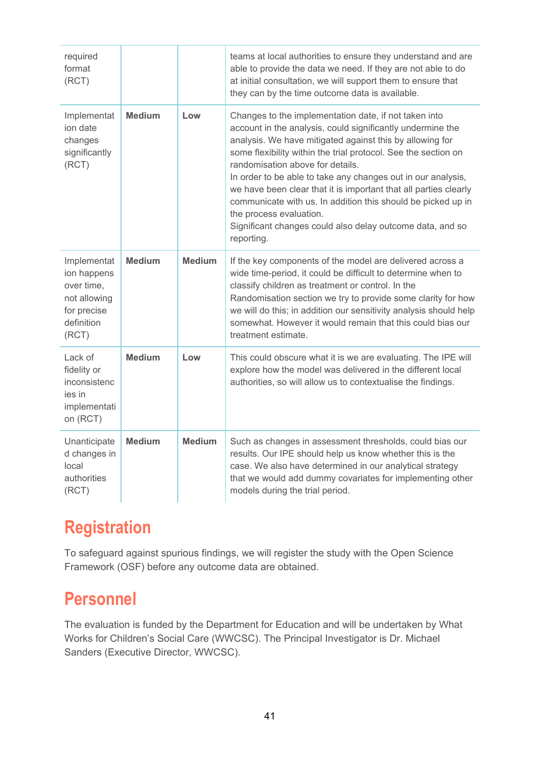| | | | |
|---|---|---|---|
| required format (RCT) | | | teams at local authorities to ensure they understand and are able to provide the data we need. If they are not able to do at initial consultation, we will support them to ensure that they can by the time outcome data is available. |
| Implementation date changes significantly (RCT) | **Medium** | **Low** | Changes to the implementation date, if not taken into account in the analysis, could significantly undermine the analysis. We have mitigated against this by allowing for some flexibility within the trial protocol. See the section on randomisation above for details.<br>In order to be able to take any changes out in our analysis, we have been clear that it is important that all parties clearly communicate with us. In addition this should be picked up in the process evaluation.<br>Significant changes could also delay outcome data, and so reporting. |
| Implementation happens over time, not allowing for precise definition (RCT) | **Medium** | **Medium** | If the key components of the model are delivered across a wide time-period, it could be difficult to determine when to classify children as treatment or control. In the Randomisation section we try to provide some clarity for how we will do this; in addition our sensitivity analysis should help somewhat. However it would remain that this could bias our treatment estimate. |
| Lack of fidelity or inconsistencies in implementation (RCT) | **Medium** | **Low** | This could obscure what it is we are evaluating. The IPE will explore how the model was delivered in the different local authorities, so will allow us to contextualise the findings. |
| Unanticipated changes in local authorities (RCT) | **Medium** | **Medium** | Such as changes in assessment thresholds, could bias our results. Our IPE should help us know whether this is the case. We also have determined in our analytical strategy that we would add dummy covariates for implementing other models during the trial period. |

# Registration

To safeguard against spurious findings, we will register the study with the Open Science Framework (OSF) before any outcome data are obtained.

# Personnel

The evaluation is funded by the Department for Education and will be undertaken by What Works for Children's Social Care (WWCSC). The Principal Investigator is Dr. Michael Sanders (Executive Director, WWCSC).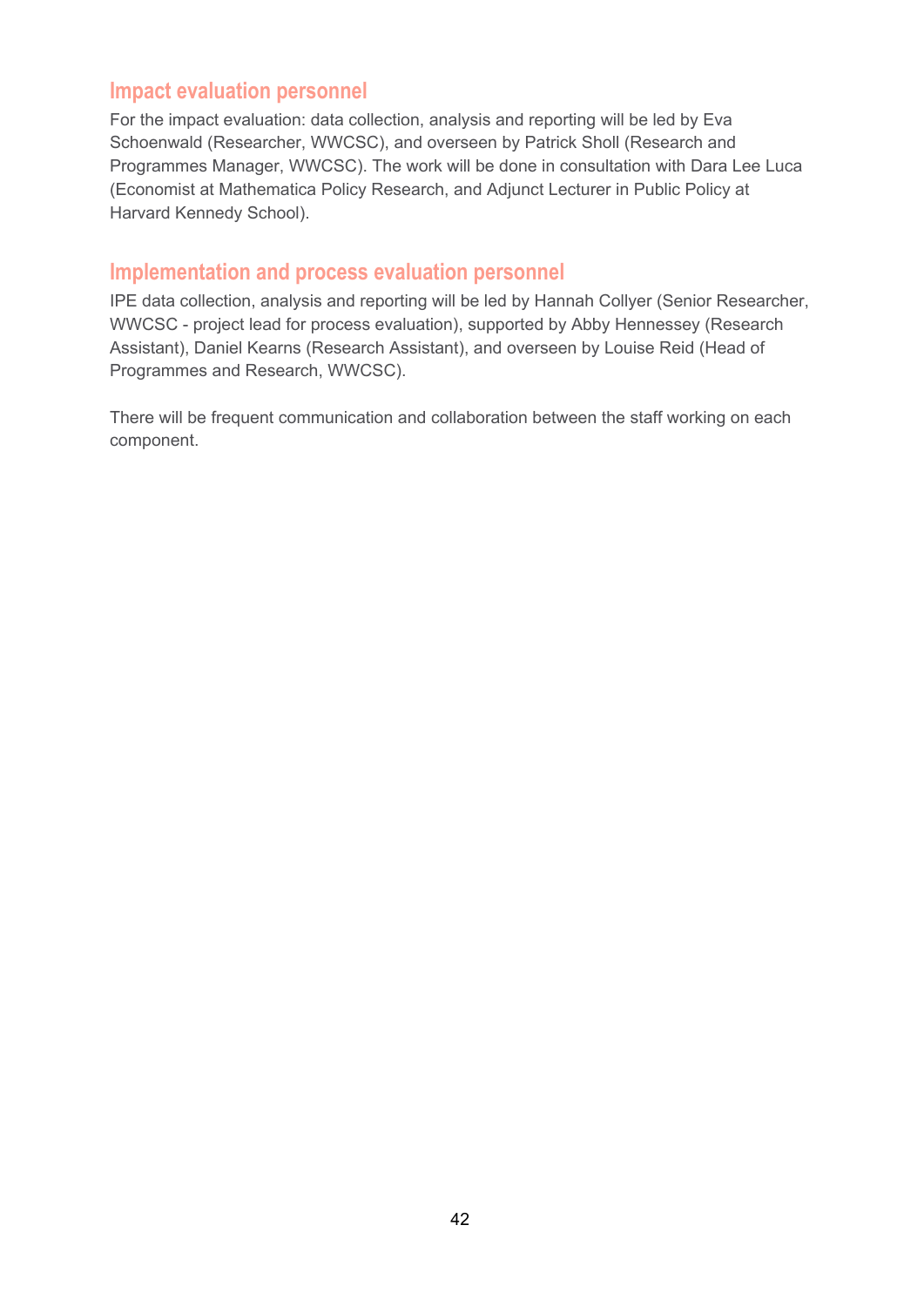## Impact evaluation personnel

For the impact evaluation: data collection, analysis and reporting will be led by Eva Schoenwald (Researcher, WWCSC), and overseen by Patrick Sholl (Research and Programmes Manager, WWCSC). The work will be done in consultation with Dara Lee Luca (Economist at Mathematica Policy Research, and Adjunct Lecturer in Public Policy at Harvard Kennedy School).

## Implementation and process evaluation personnel

IPE data collection, analysis and reporting will be led by Hannah Collyer (Senior Researcher, WWCSC - project lead for process evaluation), supported by Abby Hennessey (Research Assistant), Daniel Kearns (Research Assistant), and overseen by Louise Reid (Head of Programmes and Research, WWCSC).

There will be frequent communication and collaboration between the staff working on each component.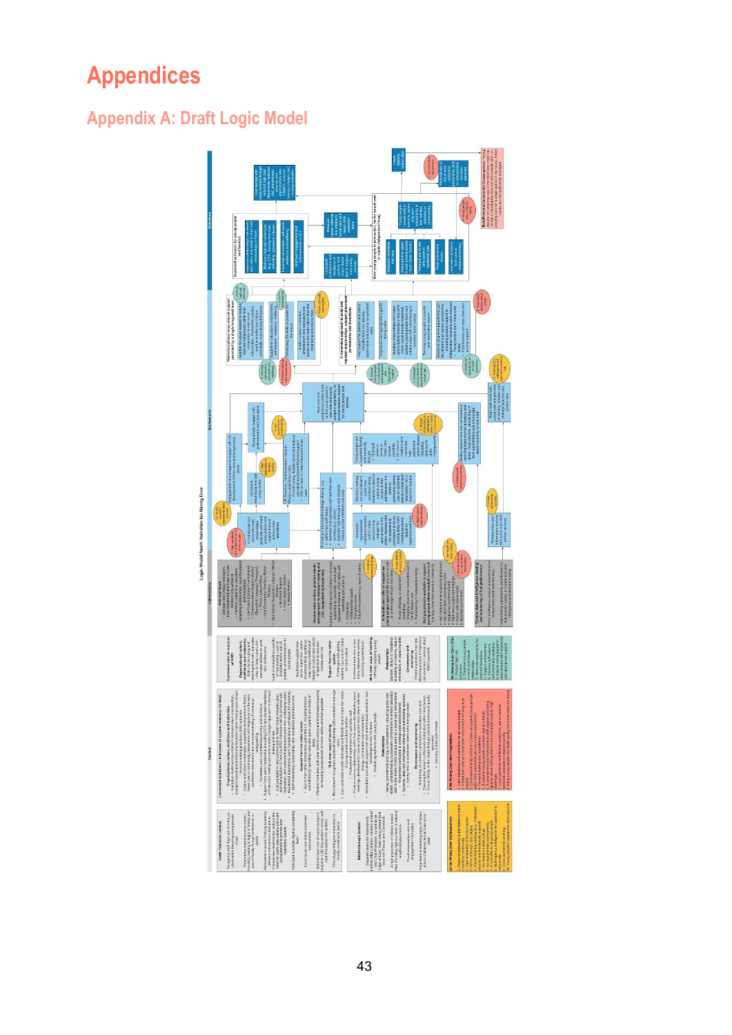# Appendices

## Appendix A: Draft Logic Model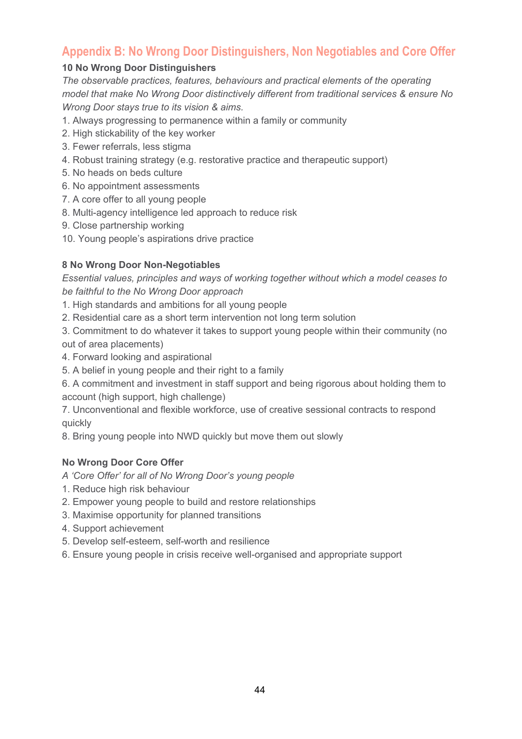## Appendix B: No Wrong Door Distinguishers, Non Negotiables and Core Offer

**10 No Wrong Door Distinguishers**

*The observable practices, features, behaviours and practical elements of the operating model that make No Wrong Door distinctively different from traditional services & ensure No Wrong Door stays true to its vision & aims.*

1. Always progressing to permanence within a family or community
2. High stickability of the key worker
3. Fewer referrals, less stigma
4. Robust training strategy (e.g. restorative practice and therapeutic support)
5. No heads on beds culture
6. No appointment assessments
7. A core offer to all young people
8. Multi-agency intelligence led approach to reduce risk
9. Close partnership working
10. Young people's aspirations drive practice

**8 No Wrong Door Non-Negotiables**

*Essential values, principles and ways of working together without which a model ceases to be faithful to the No Wrong Door approach*

1. High standards and ambitions for all young people
2. Residential care as a short term intervention not long term solution
3. Commitment to do whatever it takes to support young people within their community (no out of area placements)
4. Forward looking and aspirational
5. A belief in young people and their right to a family
6. A commitment and investment in staff support and being rigorous about holding them to account (high support, high challenge)
7. Unconventional and flexible workforce, use of creative sessional contracts to respond quickly
8. Bring young people into NWD quickly but move them out slowly

**No Wrong Door Core Offer**

*A 'Core Offer' for all of No Wrong Door's young people*

1. Reduce high risk behaviour
2. Empower young people to build and restore relationships
3. Maximise opportunity for planned transitions
4. Support achievement
5. Develop self-esteem, self-worth and resilience
6. Ensure young people in crisis receive well-organised and appropriate support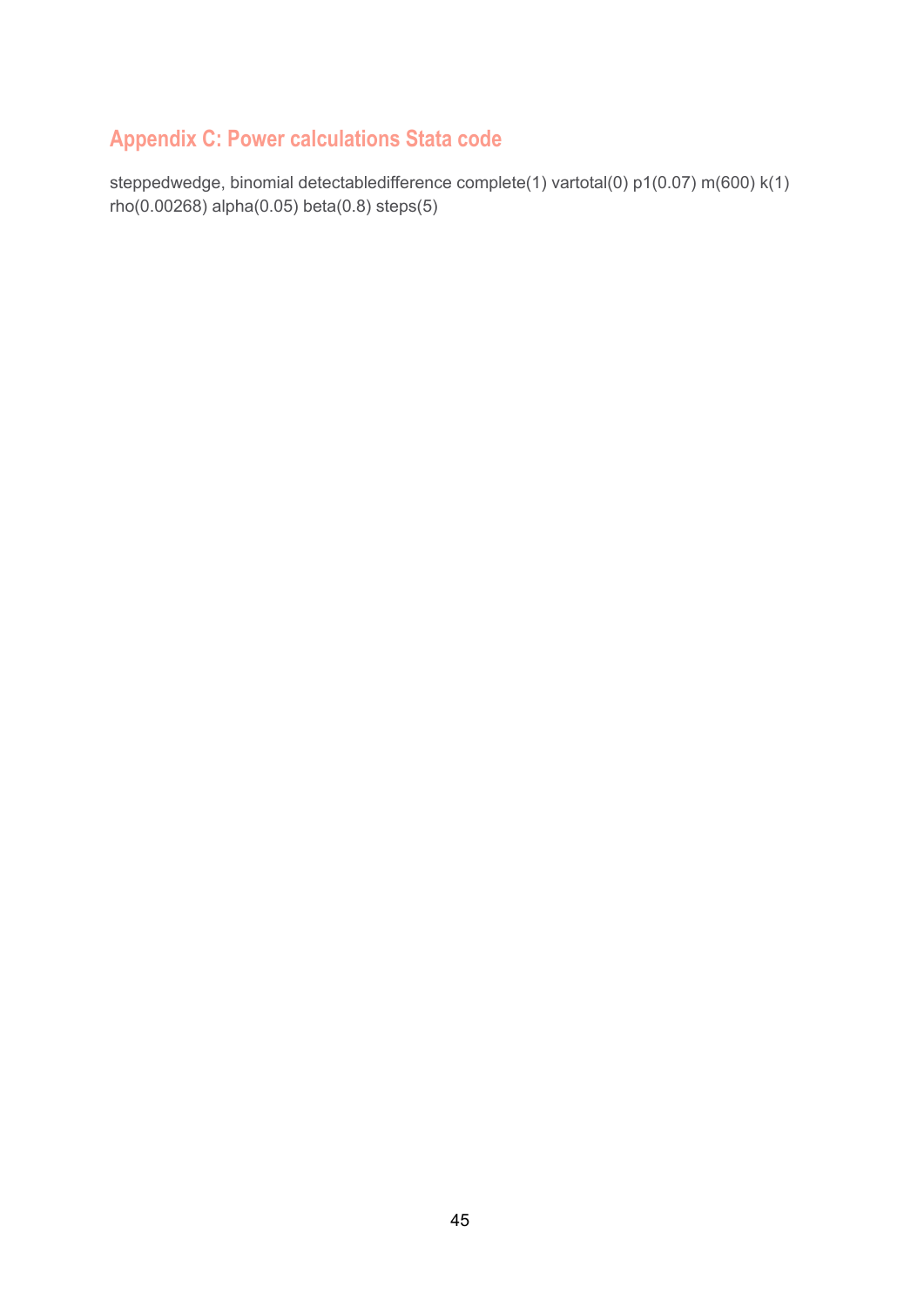## Appendix C: Power calculations Stata code

```
steppedwedge, binomial detectabledifference complete(1) vartotal(0) p1(0.07) m(600) k(1)
rho(0.00268) alpha(0.05) beta(0.8) steps(5)
```